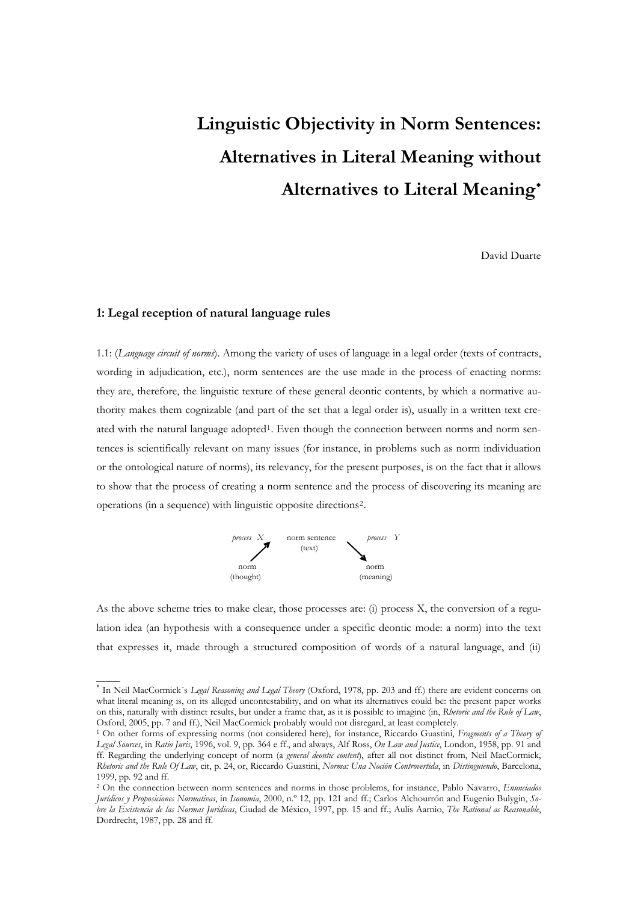# Linguistic Objectivity in Norm Sentences: Alternatives in Literal Meaning without Alternatives to Literal Meaning*

David Duarte

## 1: Legal reception of natural language rules

1.1: (*Language circuit of norms*). Among the variety of uses of language in a legal order (texts of contracts, wording in adjudication, etc.), norm sentences are the use made in the process of enacting norms: they are, therefore, the linguistic texture of these general deontic contents, by which a normative authority makes them cognizable (and part of the set that a legal order is), usually in a written text created with the natural language adopted[1]. Even though the connection between norms and norm sentences is scientifically relevant on many issues (for instance, in problems such as norm individuation or the ontological nature of norms), its relevancy, for the present purposes, is on the fact that it allows to show that the process of creating a norm sentence and the process of discovering its meaning are operations (in a sequence) with linguistic opposite directions[2].

```
process  X        norm sentence        process  Y
      ↗              (text)          ↘
  norm                                    norm
(thought)                               (meaning)
```

As the above scheme tries to make clear, those processes are: (i) process X, the conversion of a regulation idea (an hypothesis with a consequence under a specific deontic mode: a norm) into the text that expresses it, made through a structured composition of words of a natural language, and (ii)

---

* In Neil MacCormick´s *Legal Reasoning and Legal Theory* (Oxford, 1978, pp. 203 and ff.) there are evident concerns on what literal meaning is, on its alleged uncontestability, and on what its alternatives could be: the present paper works on this, naturally with distinct results, but under a frame that, as it is possible to imagine (in, *Rhetoric and the Rule of Law*, Oxford, 2005, pp. 7 and ff.), Neil MacCormick probably would not disregard, at least completely.

[1] On other forms of expressing norms (not considered here), for instance, Riccardo Guastini, *Fragments of a Theory of Legal Sources*, in *Ratio Juris*, 1996, vol. 9, pp. 364 e ff., and always, Alf Ross, *On Law and Justice*, London, 1958, pp. 91 and ff. Regarding the underlying concept of norm (a *general deontic content*), after all not distinct from, Neil MacCormick, *Rhetoric and the Rule Of Law*, cit, p. 24, or, Riccardo Guastini, *Norma: Una Noción Controvertida*, in *Distinguiendo*, Barcelona, 1999, pp. 92 and ff.

[2] On the connection between norm sentences and norms in those problems, for instance, Pablo Navarro, *Enunciados Jurídicos y Proposiciones Normativas*, in *Isonomía*, 2000, n.º 12, pp. 121 and ff.; Carlos Alchourrón and Eugenio Bulygin, *Sobre la Existencia de las Normas Jurídicas*, Ciudad de México, 1997, pp. 15 and ff.; Aulis Aarnio, *The Rational as Reasonable*, Dordrecht, 1987, pp. 28 and ff.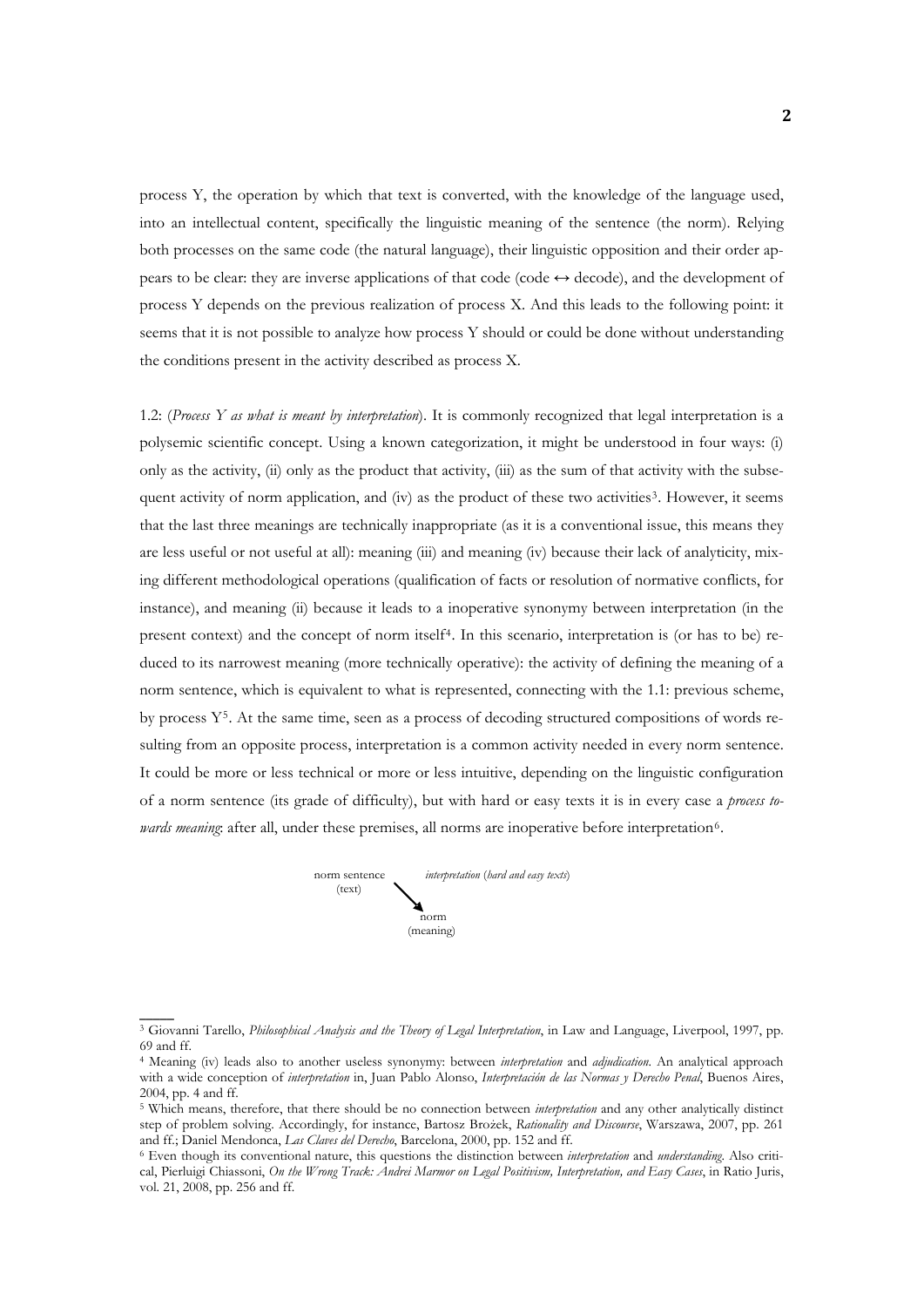process Y, the operation by which that text is converted, with the knowledge of the language used, into an intellectual content, specifically the linguistic meaning of the sentence (the norm). Relying both processes on the same code (the natural language), their linguistic opposition and their order appears to be clear: they are inverse applications of that code (code ↔ decode), and the development of process Y depends on the previous realization of process X. And this leads to the following point: it seems that it is not possible to analyze how process Y should or could be done without understanding the conditions present in the activity described as process X.

1.2: (*Process Y as what is meant by interpretation*). It is commonly recognized that legal interpretation is a polysemic scientific concept. Using a known categorization, it might be understood in four ways: (i) only as the activity, (ii) only as the product that activity, (iii) as the sum of that activity with the subsequent activity of norm application, and (iv) as the product of these two activities[3]. However, it seems that the last three meanings are technically inappropriate (as it is a conventional issue, this means they are less useful or not useful at all): meaning (iii) and meaning (iv) because their lack of analyticity, mixing different methodological operations (qualification of facts or resolution of normative conflicts, for instance), and meaning (ii) because it leads to a inoperative synonymy between interpretation (in the present context) and the concept of norm itself[4]. In this scenario, interpretation is (or has to be) reduced to its narrowest meaning (more technically operative): the activity of defining the meaning of a norm sentence, which is equivalent to what is represented, connecting with the 1.1: previous scheme, by process Y[5]. At the same time, seen as a process of decoding structured compositions of words resulting from an opposite process, interpretation is a common activity needed in every norm sentence. It could be more or less technical or more or less intuitive, depending on the linguistic configuration of a norm sentence (its grade of difficulty), but with hard or easy texts it is in every case a *process towards meaning*: after all, under these premises, all norms are inoperative before interpretation[6].

norm sentence (text) → *interpretation* (*hard and easy texts*) → norm (meaning)

---

[3] Giovanni Tarello, *Philosophical Analysis and the Theory of Legal Interpretation*, in Law and Language, Liverpool, 1997, pp. 69 and ff.

[4] Meaning (iv) leads also to another useless synonymy: between *interpretation* and *adjudication*. An analytical approach with a wide conception of *interpretation* in, Juan Pablo Alonso, *Interpretación de las Normas y Derecho Penal*, Buenos Aires, 2004, pp. 4 and ff.

[5] Which means, therefore, that there should be no connection between *interpretation* and any other analytically distinct step of problem solving. Accordingly, for instance, Bartosz Brożek, *Rationality and Discourse*, Warszawa, 2007, pp. 261 and ff.; Daniel Mendonca, *Las Claves del Derecho*, Barcelona, 2000, pp. 152 and ff.

[6] Even though its conventional nature, this questions the distinction between *interpretation* and *understanding*. Also critical, Pierluigi Chiassoni, *On the Wrong Track: Andrei Marmor on Legal Positivism, Interpretation, and Easy Cases*, in Ratio Juris, vol. 21, 2008, pp. 256 and ff.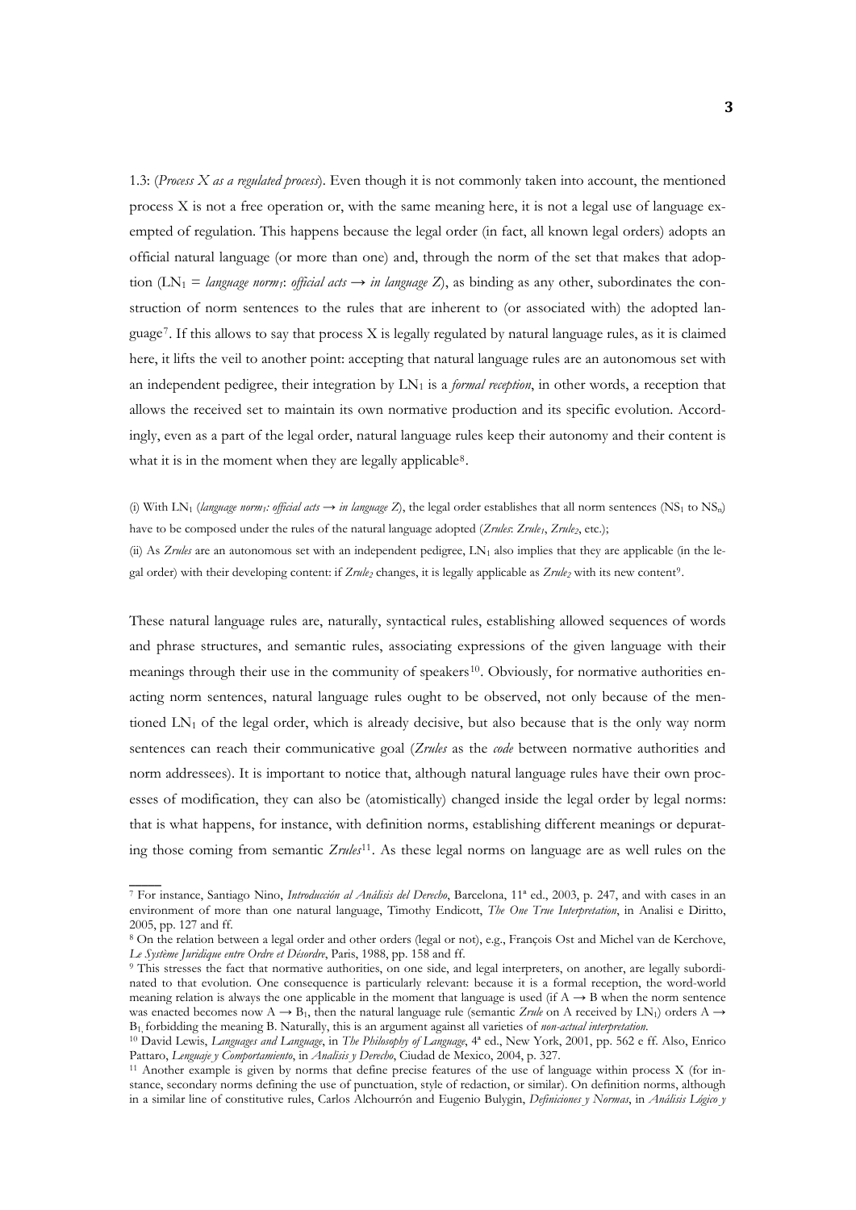1.3: (*Process X as a regulated process*). Even though it is not commonly taken into account, the mentioned process X is not a free operation or, with the same meaning here, it is not a legal use of language exempted of regulation. This happens because the legal order (in fact, all known legal orders) adopts an official natural language (or more than one) and, through the norm of the set that makes that adoption ($LN_1$ = *language norm$_1$*: *official acts → in language Z*), as binding as any other, subordinates the construction of norm sentences to the rules that are inherent to (or associated with) the adopted language[7]. If this allows to say that process X is legally regulated by natural language rules, as it is claimed here, it lifts the veil to another point: accepting that natural language rules are an autonomous set with an independent pedigree, their integration by $LN_1$ is a *formal reception*, in other words, a reception that allows the received set to maintain its own normative production and its specific evolution. Accordingly, even as a part of the legal order, natural language rules keep their autonomy and their content is what it is in the moment when they are legally applicable[8].

(i) With $LN_1$ (*language norm$_1$: official acts → in language Z*), the legal order establishes that all norm sentences ($NS_1$ to $NS_n$) have to be composed under the rules of the natural language adopted (*Zrules*: *Zrule$_1$*, *Zrule$_2$*, etc.);

(ii) As *Zrules* are an autonomous set with an independent pedigree, $LN_1$ also implies that they are applicable (in the legal order) with their developing content: if *Zrule$_2$* changes, it is legally applicable as *Zrule$_2$* with its new content[9].

These natural language rules are, naturally, syntactical rules, establishing allowed sequences of words and phrase structures, and semantic rules, associating expressions of the given language with their meanings through their use in the community of speakers[10]. Obviously, for normative authorities enacting norm sentences, natural language rules ought to be observed, not only because of the mentioned $LN_1$ of the legal order, which is already decisive, but also because that is the only way norm sentences can reach their communicative goal (*Zrules* as the *code* between normative authorities and norm addressees). It is important to notice that, although natural language rules have their own processes of modification, they can also be (atomistically) changed inside the legal order by legal norms: that is what happens, for instance, with definition norms, establishing different meanings or depurating those coming from semantic *Zrules*[11]. As these legal norms on language are as well rules on the

---

[7] For instance, Santiago Nino, *Introducción al Análisis del Derecho*, Barcelona, 11ª ed., 2003, p. 247, and with cases in an environment of more than one natural language, Timothy Endicott, *The One True Interpretation*, in Analisi e Diritto, 2005, pp. 127 and ff.

[8] On the relation between a legal order and other orders (legal or not), e.g., François Ost and Michel van de Kerchove, *Le Système Juridique entre Ordre et Désordre*, Paris, 1988, pp. 158 and ff.

[9] This stresses the fact that normative authorities, on one side, and legal interpreters, on another, are legally subordinated to that evolution. One consequence is particularly relevant: because it is a formal reception, the word-world meaning relation is always the one applicable in the moment that language is used (if $A \rightarrow B$ when the norm sentence was enacted becomes now $A \rightarrow B_1$, then the natural language rule (semantic *Zrule* on A received by $LN_1$) orders $A \rightarrow B_1$, forbidding the meaning B. Naturally, this is an argument against all varieties of *non-actual interpretation*.

[10] David Lewis, *Languages and Language*, in *The Philosophy of Language*, 4ª ed., New York, 2001, pp. 562 e ff. Also, Enrico Pattaro, *Lenguaje y Comportamiento*, in *Analisis y Derecho*, Ciudad de Mexico, 2004, p. 327.

[11] Another example is given by norms that define precise features of the use of language within process X (for instance, secondary norms defining the use of punctuation, style of redaction, or similar). On definition norms, although in a similar line of constitutive rules, Carlos Alchourrón and Eugenio Bulygin, *Definiciones y Normas*, in *Análisis Lógico y*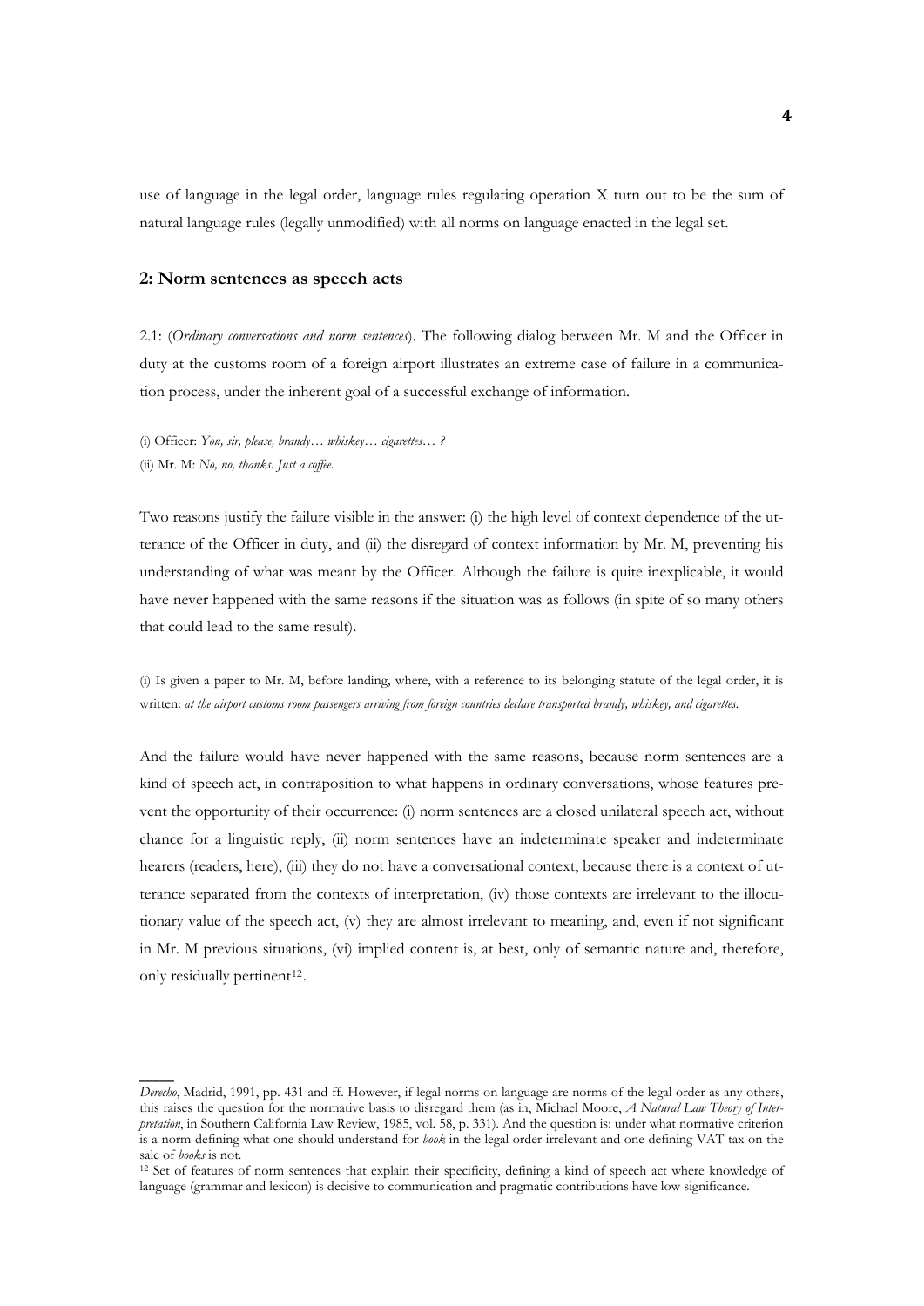use of language in the legal order, language rules regulating operation X turn out to be the sum of natural language rules (legally unmodified) with all norms on language enacted in the legal set.

## 2: Norm sentences as speech acts

2.1: (*Ordinary conversations and norm sentences*). The following dialog between Mr. M and the Officer in duty at the customs room of a foreign airport illustrates an extreme case of failure in a communication process, under the inherent goal of a successful exchange of information.

(i) Officer: *You, sir, please, brandy… whiskey… cigarettes… ?*
(ii) Mr. M: *No, no, thanks. Just a coffee.*

Two reasons justify the failure visible in the answer: (i) the high level of context dependence of the utterance of the Officer in duty, and (ii) the disregard of context information by Mr. M, preventing his understanding of what was meant by the Officer. Although the failure is quite inexplicable, it would have never happened with the same reasons if the situation was as follows (in spite of so many others that could lead to the same result).

(i) Is given a paper to Mr. M, before landing, where, with a reference to its belonging statute of the legal order, it is written: *at the airport customs room passengers arriving from foreign countries declare transported brandy, whiskey, and cigarettes.*

And the failure would have never happened with the same reasons, because norm sentences are a kind of speech act, in contraposition to what happens in ordinary conversations, whose features prevent the opportunity of their occurrence: (i) norm sentences are a closed unilateral speech act, without chance for a linguistic reply, (ii) norm sentences have an indeterminate speaker and indeterminate hearers (readers, here), (iii) they do not have a conversational context, because there is a context of utterance separated from the contexts of interpretation, (iv) those contexts are irrelevant to the illocutionary value of the speech act, (v) they are almost irrelevant to meaning, and, even if not significant in Mr. M previous situations, (vi) implied content is, at best, only of semantic nature and, therefore, only residually pertinent[12].

---

*Derecho*, Madrid, 1991, pp. 431 and ff. However, if legal norms on language are norms of the legal order as any others, this raises the question for the normative basis to disregard them (as in, Michael Moore, *A Natural Law Theory of Interpretation*, in Southern California Law Review, 1985, vol. 58, p. 331). And the question is: under what normative criterion is a norm defining what one should understand for *book* in the legal order irrelevant and one defining VAT tax on the sale of *books* is not.

[12] Set of features of norm sentences that explain their specificity, defining a kind of speech act where knowledge of language (grammar and lexicon) is decisive to communication and pragmatic contributions have low significance.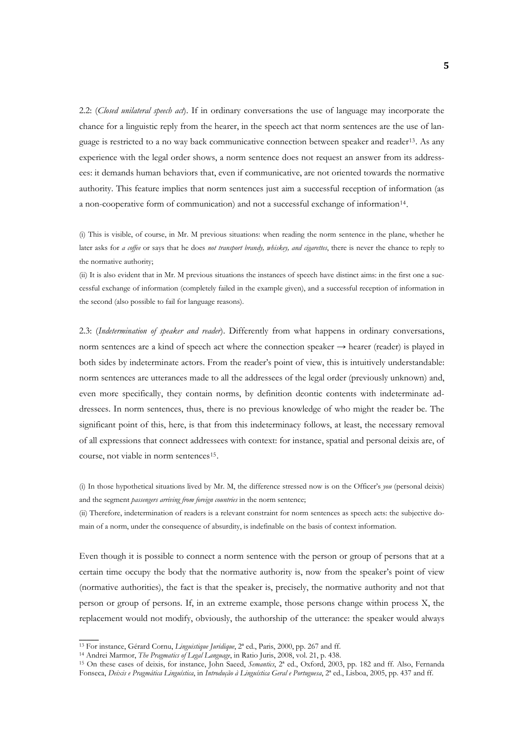2.2: (*Closed unilateral speech act*). If in ordinary conversations the use of language may incorporate the chance for a linguistic reply from the hearer, in the speech act that norm sentences are the use of language is restricted to a no way back communicative connection between speaker and reader[13]. As any experience with the legal order shows, a norm sentence does not request an answer from its addressees: it demands human behaviors that, even if communicative, are not oriented towards the normative authority. This feature implies that norm sentences just aim a successful reception of information (as a non-cooperative form of communication) and not a successful exchange of information[14].

(i) This is visible, of course, in Mr. M previous situations: when reading the norm sentence in the plane, whether he later asks for *a coffee* or says that he does *not transport brandy, whiskey, and cigarettes*, there is never the chance to reply to the normative authority;

(ii) It is also evident that in Mr. M previous situations the instances of speech have distinct aims: in the first one a successful exchange of information (completely failed in the example given), and a successful reception of information in the second (also possible to fail for language reasons).

2.3: (*Indetermination of speaker and reader*). Differently from what happens in ordinary conversations, norm sentences are a kind of speech act where the connection speaker → hearer (reader) is played in both sides by indeterminate actors. From the reader's point of view, this is intuitively understandable: norm sentences are utterances made to all the addressees of the legal order (previously unknown) and, even more specifically, they contain norms, by definition deontic contents with indeterminate addressees. In norm sentences, thus, there is no previous knowledge of who might the reader be. The significant point of this, here, is that from this indeterminacy follows, at least, the necessary removal of all expressions that connect addressees with context: for instance, spatial and personal deixis are, of course, not viable in norm sentences[15].

(i) In those hypothetical situations lived by Mr. M, the difference stressed now is on the Officer's *you* (personal deixis) and the segment *passengers arriving from foreign countries* in the norm sentence;

(ii) Therefore, indetermination of readers is a relevant constraint for norm sentences as speech acts: the subjective domain of a norm, under the consequence of absurdity, is indefinable on the basis of context information.

Even though it is possible to connect a norm sentence with the person or group of persons that at a certain time occupy the body that the normative authority is, now from the speaker's point of view (normative authorities), the fact is that the speaker is, precisely, the normative authority and not that person or group of persons. If, in an extreme example, those persons change within process X, the replacement would not modify, obviously, the authorship of the utterance: the speaker would always

---

[13] For instance, Gérard Cornu, *Linguistique Juridique*, 2ª ed., Paris, 2000, pp. 267 and ff.

[14] Andrei Marmor, *The Pragmatics of Legal Language*, in Ratio Juris, 2008, vol. 21, p. 438.

[15] On these cases of deixis, for instance, John Saeed, *Semantics*, 2ª ed., Oxford, 2003, pp. 182 and ff. Also, Fernanda Fonseca, *Deixis e Pragmática Linguística*, in *Introdução à Linguística Geral e Portuguesa*, 2ª ed., Lisboa, 2005, pp. 437 and ff.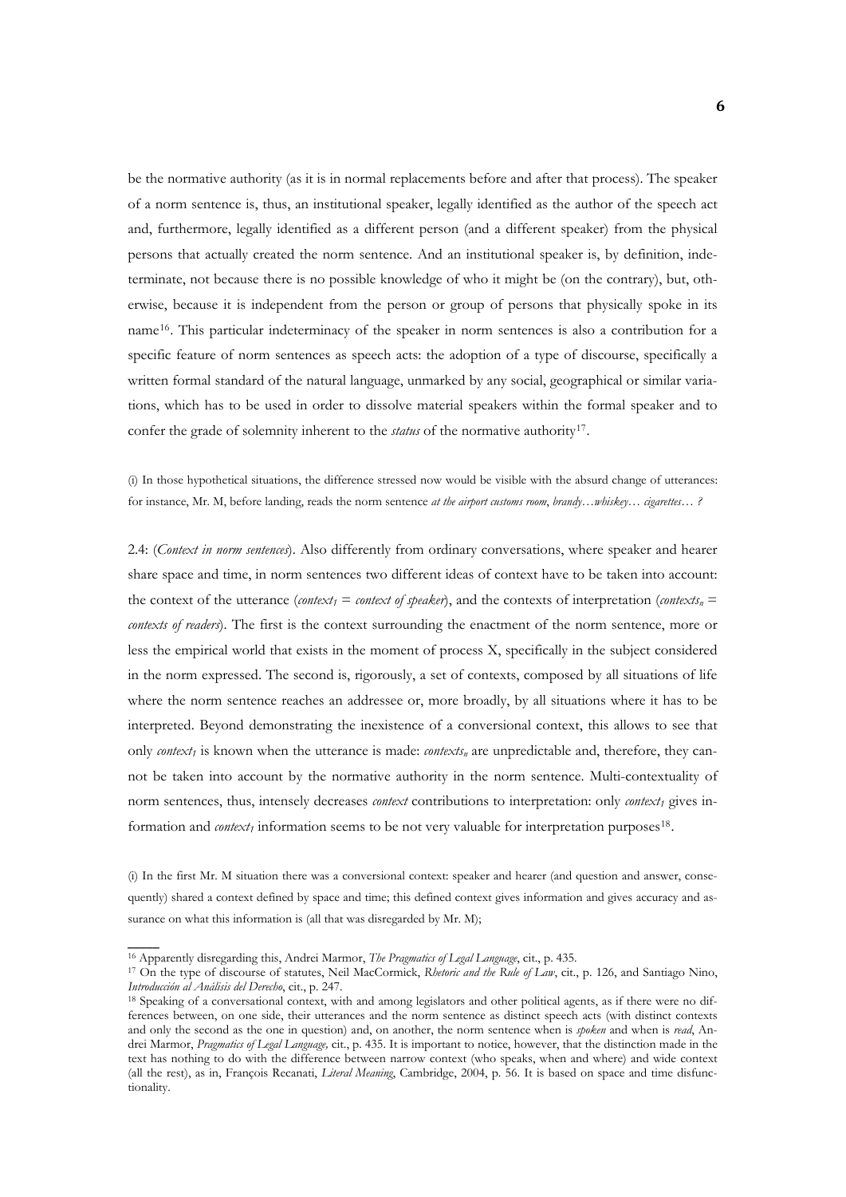be the normative authority (as it is in normal replacements before and after that process). The speaker of a norm sentence is, thus, an institutional speaker, legally identified as the author of the speech act and, furthermore, legally identified as a different person (and a different speaker) from the physical persons that actually created the norm sentence. And an institutional speaker is, by definition, indeterminate, not because there is no possible knowledge of who it might be (on the contrary), but, otherwise, because it is independent from the person or group of persons that physically spoke in its name[16]. This particular indeterminacy of the speaker in norm sentences is also a contribution for a specific feature of norm sentences as speech acts: the adoption of a type of discourse, specifically a written formal standard of the natural language, unmarked by any social, geographical or similar variations, which has to be used in order to dissolve material speakers within the formal speaker and to confer the grade of solemnity inherent to the *status* of the normative authority[17].

(i) In those hypothetical situations, the difference stressed now would be visible with the absurd change of utterances: for instance, Mr. M, before landing, reads the norm sentence *at the airport customs room, brandy…whiskey… cigarettes… ?*

2.4: (*Context in norm sentences*). Also differently from ordinary conversations, where speaker and hearer share space and time, in norm sentences two different ideas of context have to be taken into account: the context of the utterance (*context*$_1$ = *context of speaker*), and the contexts of interpretation (*contexts*$_n$ = *contexts of readers*). The first is the context surrounding the enactment of the norm sentence, more or less the empirical world that exists in the moment of process X, specifically in the subject considered in the norm expressed. The second is, rigorously, a set of contexts, composed by all situations of life where the norm sentence reaches an addressee or, more broadly, by all situations where it has to be interpreted. Beyond demonstrating the inexistence of a conversional context, this allows to see that only *context*$_1$ is known when the utterance is made: *contexts*$_n$ are unpredictable and, therefore, they cannot be taken into account by the normative authority in the norm sentence. Multi-contextuality of norm sentences, thus, intensely decreases *context* contributions to interpretation: only *context*$_1$ gives information and *context*$_1$ information seems to be not very valuable for interpretation purposes[18].

(i) In the first Mr. M situation there was a conversional context: speaker and hearer (and question and answer, consequently) shared a context defined by space and time; this defined context gives information and gives accuracy and assurance on what this information is (all that was disregarded by Mr. M);

---

[16] Apparently disregarding this, Andrei Marmor, *The Pragmatics of Legal Language*, cit., p. 435.

[17] On the type of discourse of statutes, Neil MacCormick, *Rhetoric and the Rule of Law*, cit., p. 126, and Santiago Nino, *Introducción al Análisis del Derecho*, cit., p. 247.

[18] Speaking of a conversational context, with and among legislators and other political agents, as if there were no differences between, on one side, their utterances and the norm sentence as distinct speech acts (with distinct contexts and only the second as the one in question) and, on another, the norm sentence when is *spoken* and when is *read*, Andrei Marmor, *Pragmatics of Legal Language,* cit., p. 435. It is important to notice, however, that the distinction made in the text has nothing to do with the difference between narrow context (who speaks, when and where) and wide context (all the rest), as in, François Recanati, *Literal Meaning*, Cambridge, 2004, p. 56. It is based on space and time disfunctionality.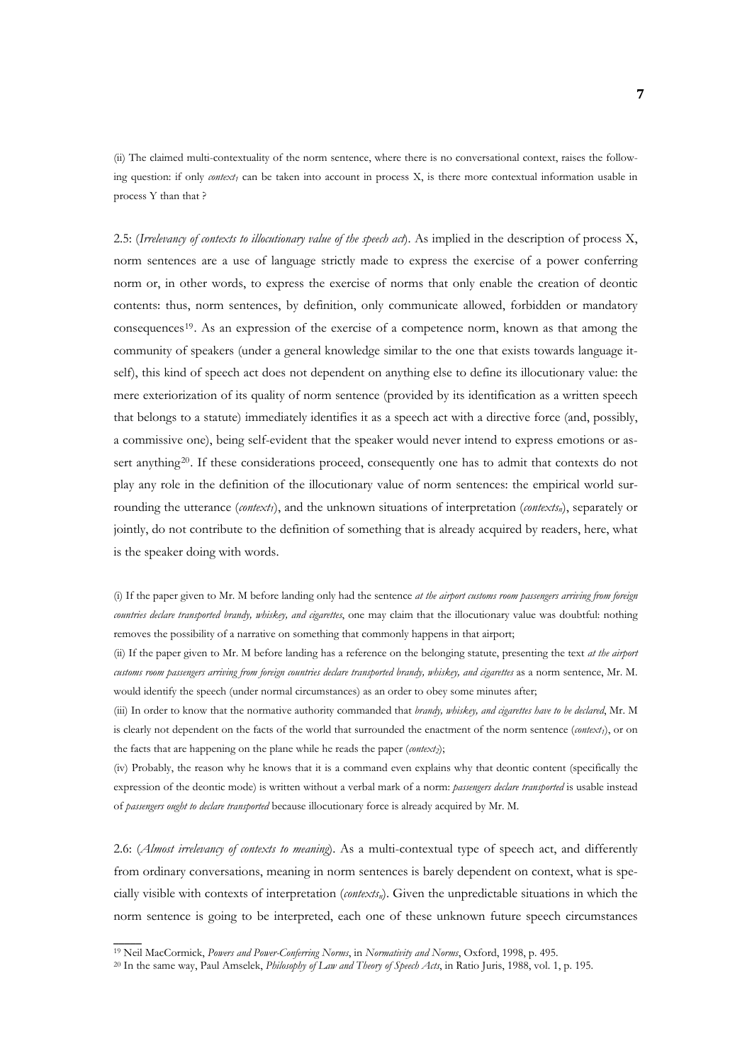(ii) The claimed multi-contextuality of the norm sentence, where there is no conversational context, raises the following question: if only *context$_1$* can be taken into account in process X, is there more contextual information usable in process Y than that ?

2.5: (*Irrelevancy of contexts to illocutionary value of the speech act*). As implied in the description of process X, norm sentences are a use of language strictly made to express the exercise of a power conferring norm or, in other words, to express the exercise of norms that only enable the creation of deontic contents: thus, norm sentences, by definition, only communicate allowed, forbidden or mandatory consequences[19]. As an expression of the exercise of a competence norm, known as that among the community of speakers (under a general knowledge similar to the one that exists towards language itself), this kind of speech act does not dependent on anything else to define its illocutionary value: the mere exteriorization of its quality of norm sentence (provided by its identification as a written speech that belongs to a statute) immediately identifies it as a speech act with a directive force (and, possibly, a commissive one), being self-evident that the speaker would never intend to express emotions or assert anything[20]. If these considerations proceed, consequently one has to admit that contexts do not play any role in the definition of the illocutionary value of norm sentences: the empirical world surrounding the utterance (*context$_1$*), and the unknown situations of interpretation (*contexts$_n$*), separately or jointly, do not contribute to the definition of something that is already acquired by readers, here, what is the speaker doing with words.

(i) If the paper given to Mr. M before landing only had the sentence *at the airport customs room passengers arriving from foreign countries declare transported brandy, whiskey, and cigarettes*, one may claim that the illocutionary value was doubtful: nothing removes the possibility of a narrative on something that commonly happens in that airport;

(ii) If the paper given to Mr. M before landing has a reference on the belonging statute, presenting the text *at the airport customs room passengers arriving from foreign countries declare transported brandy, whiskey, and cigarettes* as a norm sentence, Mr. M. would identify the speech (under normal circumstances) as an order to obey some minutes after;

(iii) In order to know that the normative authority commanded that *brandy, whiskey, and cigarettes have to be declared*, Mr. M is clearly not dependent on the facts of the world that surrounded the enactment of the norm sentence (*context$_1$*), or on the facts that are happening on the plane while he reads the paper (*context$_2$*);

(iv) Probably, the reason why he knows that it is a command even explains why that deontic content (specifically the expression of the deontic mode) is written without a verbal mark of a norm: *passengers declare transported* is usable instead of *passengers ought to declare transported* because illocutionary force is already acquired by Mr. M.

2.6: (*Almost irrelevancy of contexts to meaning*). As a multi-contextual type of speech act, and differently from ordinary conversations, meaning in norm sentences is barely dependent on context, what is specially visible with contexts of interpretation (*contexts$_n$*). Given the unpredictable situations in which the norm sentence is going to be interpreted, each one of these unknown future speech circumstances

---

[19] Neil MacCormick, *Powers and Power-Conferring Norms*, in *Normativity and Norms*, Oxford, 1998, p. 495.

[20] In the same way, Paul Amselek, *Philosophy of Law and Theory of Speech Acts*, in Ratio Juris, 1988, vol. 1, p. 195.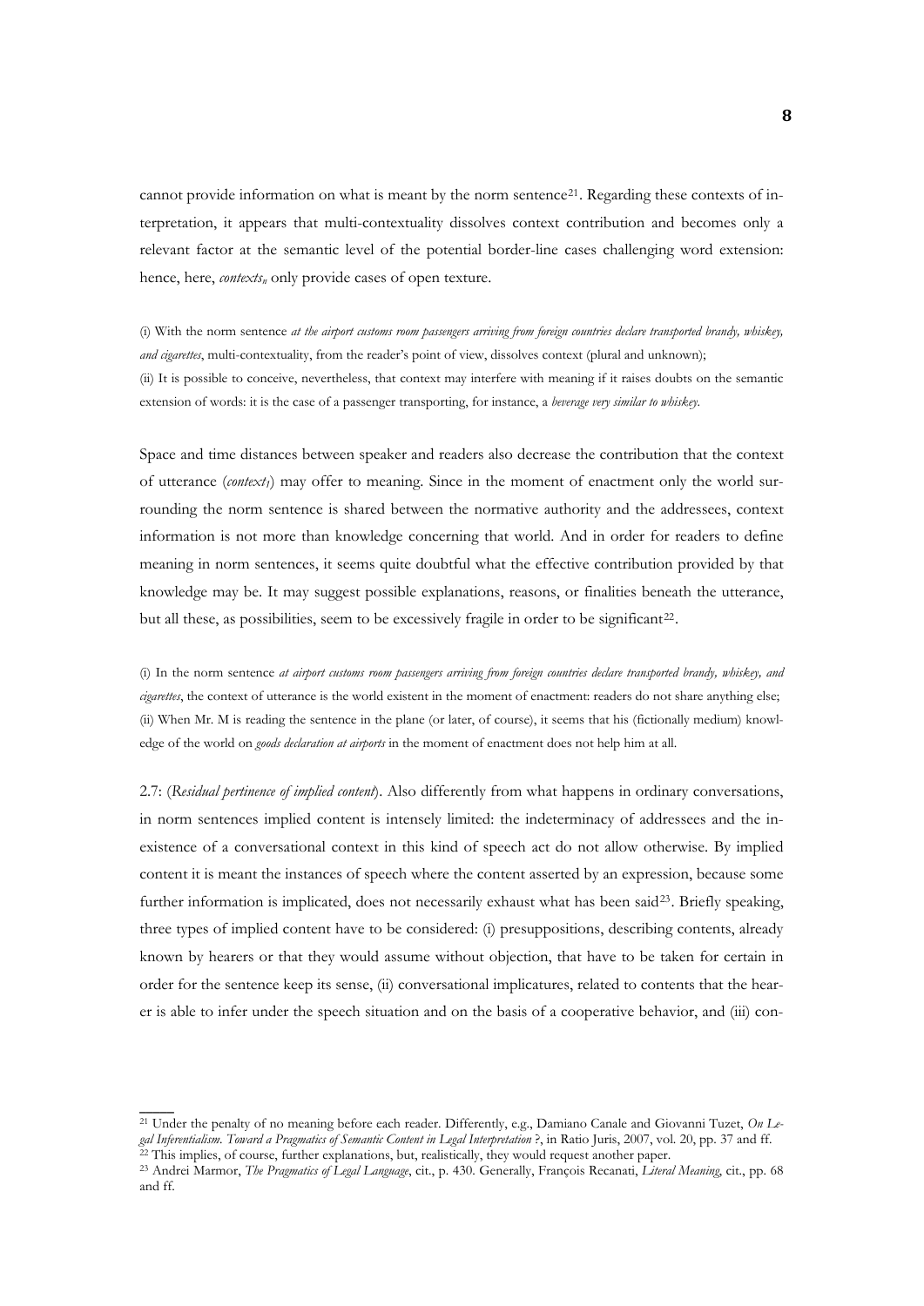cannot provide information on what is meant by the norm sentence[21]. Regarding these contexts of interpretation, it appears that multi-contextuality dissolves context contribution and becomes only a relevant factor at the semantic level of the potential border-line cases challenging word extension: hence, here, *contexts$_n$* only provide cases of open texture.

(i) With the norm sentence *at the airport customs room passengers arriving from foreign countries declare transported brandy, whiskey, and cigarettes*, multi-contextuality, from the reader's point of view, dissolves context (plural and unknown);
(ii) It is possible to conceive, nevertheless, that context may interfere with meaning if it raises doubts on the semantic extension of words: it is the case of a passenger transporting, for instance, a *beverage very similar to whiskey*.

Space and time distances between speaker and readers also decrease the contribution that the context of utterance (*context$_1$*) may offer to meaning. Since in the moment of enactment only the world surrounding the norm sentence is shared between the normative authority and the addressees, context information is not more than knowledge concerning that world. And in order for readers to define meaning in norm sentences, it seems quite doubtful what the effective contribution provided by that knowledge may be. It may suggest possible explanations, reasons, or finalities beneath the utterance, but all these, as possibilities, seem to be excessively fragile in order to be significant[22].

(i) In the norm sentence *at airport customs room passengers arriving from foreign countries declare transported brandy, whiskey, and cigarettes*, the context of utterance is the world existent in the moment of enactment: readers do not share anything else;
(ii) When Mr. M is reading the sentence in the plane (or later, of course), it seems that his (fictionally medium) knowledge of the world on *goods declaration at airports* in the moment of enactment does not help him at all.

2.7: (*Residual pertinence of implied content*). Also differently from what happens in ordinary conversations, in norm sentences implied content is intensely limited: the indeterminacy of addressees and the inexistence of a conversational context in this kind of speech act do not allow otherwise. By implied content it is meant the instances of speech where the content asserted by an expression, because some further information is implicated, does not necessarily exhaust what has been said[23]. Briefly speaking, three types of implied content have to be considered: (i) presuppositions, describing contents, already known by hearers or that they would assume without objection, that have to be taken for certain in order for the sentence keep its sense, (ii) conversational implicatures, related to contents that the hearer is able to infer under the speech situation and on the basis of a cooperative behavior, and (iii) con-

[21] Under the penalty of no meaning before each reader. Differently, e.g., Damiano Canale and Giovanni Tuzet, *On Legal Inferentialism. Toward a Pragmatics of Semantic Content in Legal Interpretation ?*, in Ratio Juris, 2007, vol. 20, pp. 37 and ff.
[22] This implies, of course, further explanations, but, realistically, they would request another paper.
[23] Andrei Marmor, *The Pragmatics of Legal Language*, cit., p. 430. Generally, François Recanati, *Literal Meaning*, cit., pp. 68 and ff.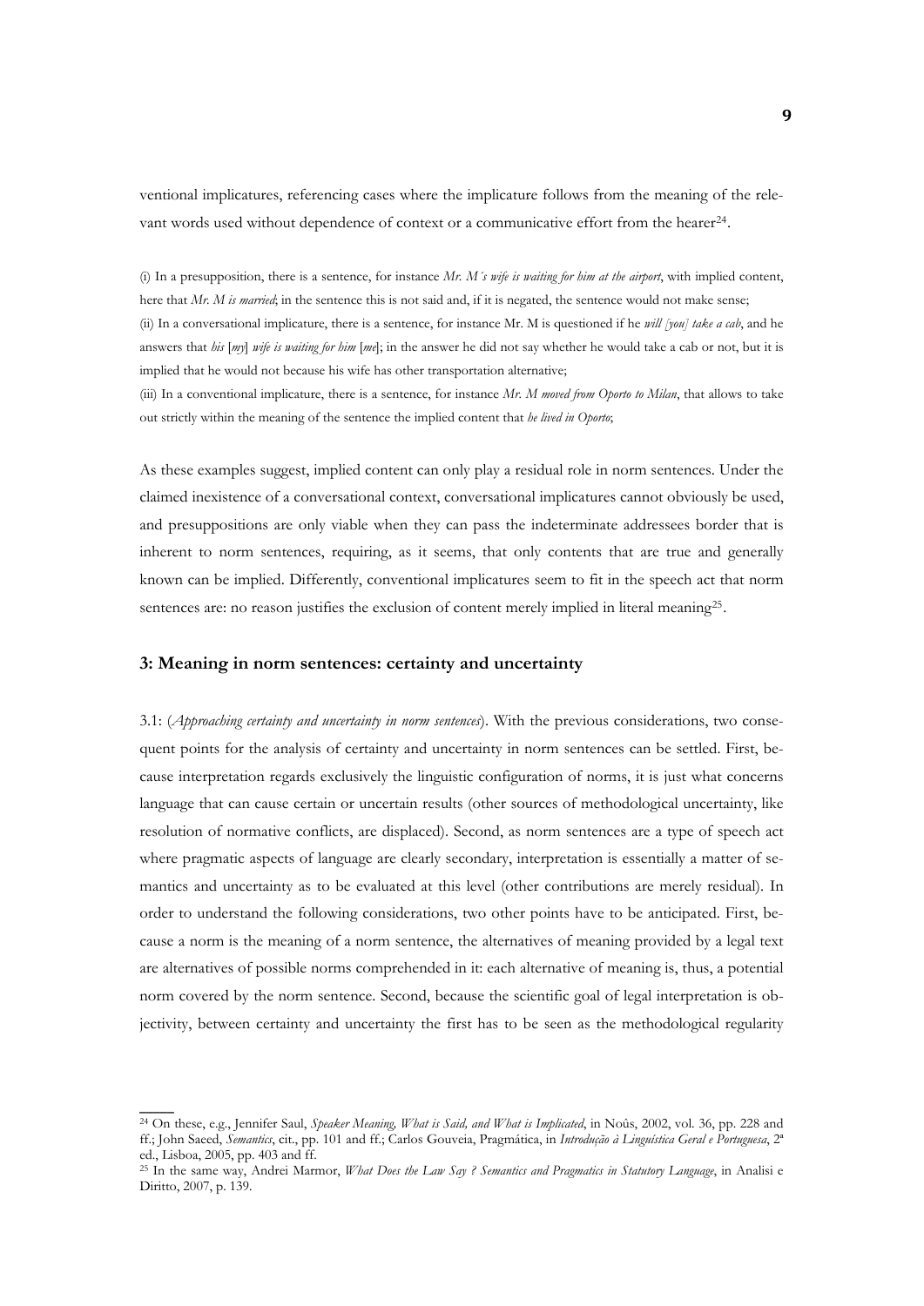ventional implicatures, referencing cases where the implicature follows from the meaning of the relevant words used without dependence of context or a communicative effort from the hearer[24].

(i) In a presupposition, there is a sentence, for instance *Mr. M´s wife is waiting for him at the airport*, with implied content, here that *Mr. M is married*; in the sentence this is not said and, if it is negated, the sentence would not make sense;
(ii) In a conversational implicature, there is a sentence, for instance Mr. M is questioned if he *will [you] take a cab*, and he answers that *his* [*my*] *wife is waiting for him* [*me*]; in the answer he did not say whether he would take a cab or not, but it is implied that he would not because his wife has other transportation alternative;
(iii) In a conventional implicature, there is a sentence, for instance *Mr. M moved from Oporto to Milan*, that allows to take out strictly within the meaning of the sentence the implied content that *he lived in Oporto*;

As these examples suggest, implied content can only play a residual role in norm sentences. Under the claimed inexistence of a conversational context, conversational implicatures cannot obviously be used, and presuppositions are only viable when they can pass the indeterminate addressees border that is inherent to norm sentences, requiring, as it seems, that only contents that are true and generally known can be implied. Differently, conventional implicatures seem to fit in the speech act that norm sentences are: no reason justifies the exclusion of content merely implied in literal meaning[25].

### 3: Meaning in norm sentences: certainty and uncertainty

3.1: (*Approaching certainty and uncertainty in norm sentences*). With the previous considerations, two consequent points for the analysis of certainty and uncertainty in norm sentences can be settled. First, because interpretation regards exclusively the linguistic configuration of norms, it is just what concerns language that can cause certain or uncertain results (other sources of methodological uncertainty, like resolution of normative conflicts, are displaced). Second, as norm sentences are a type of speech act where pragmatic aspects of language are clearly secondary, interpretation is essentially a matter of semantics and uncertainty as to be evaluated at this level (other contributions are merely residual). In order to understand the following considerations, two other points have to be anticipated. First, because a norm is the meaning of a norm sentence, the alternatives of meaning provided by a legal text are alternatives of possible norms comprehended in it: each alternative of meaning is, thus, a potential norm covered by the norm sentence. Second, because the scientific goal of legal interpretation is objectivity, between certainty and uncertainty the first has to be seen as the methodological regularity

---

[24] On these, e.g., Jennifer Saul, *Speaker Meaning, What is Said, and What is Implicated*, in Noûs, 2002, vol. 36, pp. 228 and ff.; John Saeed, *Semantics*, cit., pp. 101 and ff.; Carlos Gouveia, Pragmática, in *Introdução à Linguística Geral e Portuguesa*, 2ª ed., Lisboa, 2005, pp. 403 and ff.

[25] In the same way, Andrei Marmor, *What Does the Law Say ? Semantics and Pragmatics in Statutory Language*, in Analisi e Diritto, 2007, p. 139.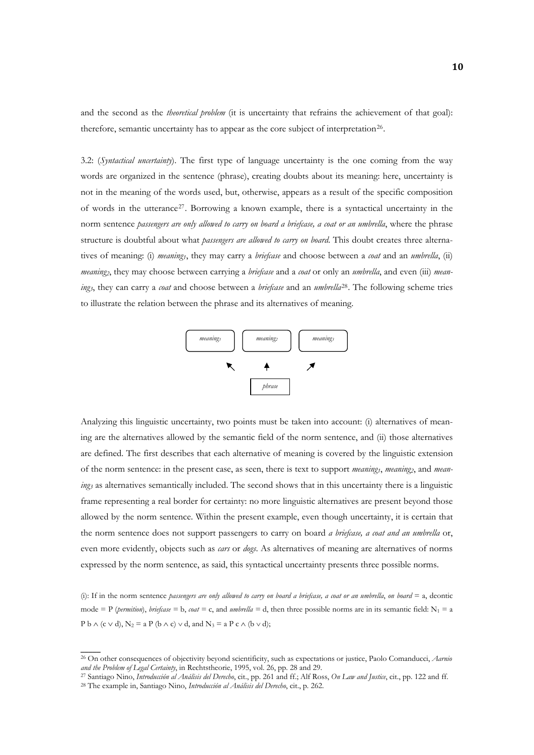and the second as the *theoretical problem* (it is uncertainty that refrains the achievement of that goal): therefore, semantic uncertainty has to appear as the core subject of interpretation[26].

3.2: (*Syntactical uncertainty*). The first type of language uncertainty is the one coming from the way words are organized in the sentence (phrase), creating doubts about its meaning: here, uncertainty is not in the meaning of the words used, but, otherwise, appears as a result of the specific composition of words in the utterance[27]. Borrowing a known example, there is a syntactical uncertainty in the norm sentence *passengers are only allowed to carry on board a briefcase, a coat or an umbrella*, where the phrase structure is doubtful about what *passengers are allowed to carry on board*. This doubt creates three alternatives of meaning: (i) *meaning*$_1$, they may carry a *briefcase* and choose between a *coat* and an *umbrella*, (ii) *meaning*$_2$, they may choose between carrying a *briefcase* and a *coat* or only an *umbrella*, and even (iii) *meaning*$_3$, they can carry a *coat* and choose between a *briefcase* and an *umbrella*[28]. The following scheme tries to illustrate the relation between the phrase and its alternatives of meaning.

| *meaning*$_1$ | *meaning*$_2$ | *meaning*$_3$ |
|---|---|---|
| ↖ | ↑ | ↗ |
| | *phrase* | |

Analyzing this linguistic uncertainty, two points must be taken into account: (i) alternatives of meaning are the alternatives allowed by the semantic field of the norm sentence, and (ii) those alternatives are defined. The first describes that each alternative of meaning is covered by the linguistic extension of the norm sentence: in the present case, as seen, there is text to support *meaning*$_1$, *meaning*$_2$, and *meaning*$_3$ as alternatives semantically included. The second shows that in this uncertainty there is a linguistic frame representing a real border for certainty: no more linguistic alternatives are present beyond those allowed by the norm sentence. Within the present example, even though uncertainty, it is certain that the norm sentence does not support passengers to carry on board *a briefcase, a coat and an umbrella* or, even more evidently, objects such as *cars* or *dogs*. As alternatives of meaning are alternatives of norms expressed by the norm sentence, as said, this syntactical uncertainty presents three possible norms.

(i): If in the norm sentence *passengers are only allowed to carry on board a briefcase, a coat or an umbrella*, *on board* = a, deontic mode = P (*permition*), *briefcase* = b, *coat* = c, and *umbrella* = d, then three possible norms are in its semantic field: $N_1$ = a P b ∧ (c ∨ d), $N_2$ = a P (b ∧ c) ∨ d, and $N_3$ = a P c ∧ (b ∨ d);

---

[26] On other consequences of objectivity beyond scientificity, such as expectations or justice, Paolo Comanducci, *Aarnio and the Problem of Legal Certainty*, in Rechtstheorie, 1995, vol. 26, pp. 28 and 29.

[27] Santiago Nino, *Introducción al Análisis del Derecho*, cit., pp. 261 and ff.; Alf Ross, *On Law and Justice*, cit., pp. 122 and ff.

[28] The example in, Santiago Nino, *Introducción al Análisis del Derecho*, cit., p. 262.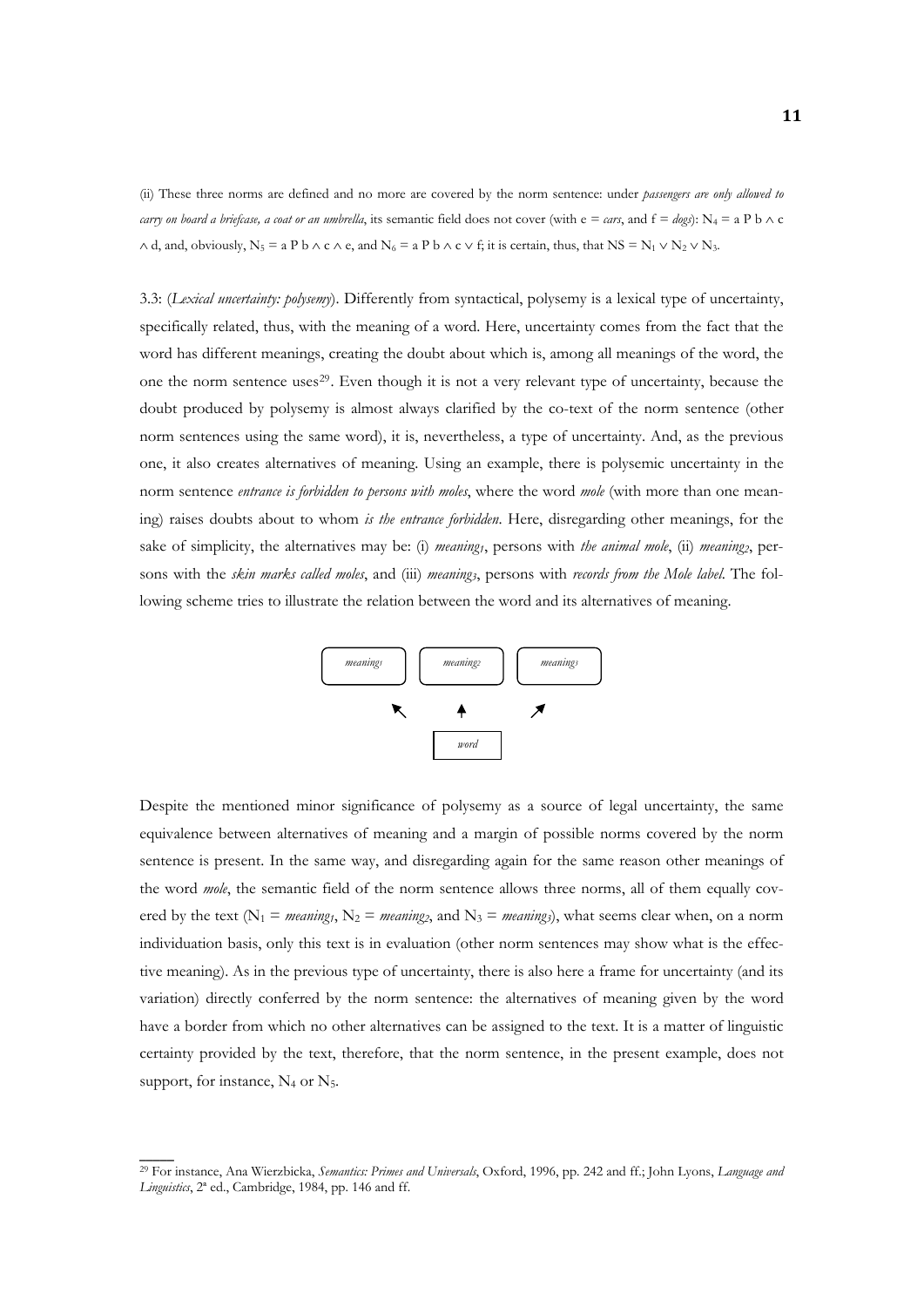(ii) These three norms are defined and no more are covered by the norm sentence: under *passengers are only allowed to carry on board a briefcase, a coat or an umbrella*, its semantic field does not cover (with e = *cars*, and f = *dogs*): $N_4 = a \text{ P } b \wedge c \wedge d$, and, obviously, $N_5 = a \text{ P } b \wedge c \wedge e$, and $N_6 = a \text{ P } b \wedge c \vee f$; it is certain, thus, that $NS = N_1 \vee N_2 \vee N_3$.

3.3: (*Lexical uncertainty: polysemy*). Differently from syntactical, polysemy is a lexical type of uncertainty, specifically related, thus, with the meaning of a word. Here, uncertainty comes from the fact that the word has different meanings, creating the doubt about which is, among all meanings of the word, the one the norm sentence uses[29]. Even though it is not a very relevant type of uncertainty, because the doubt produced by polysemy is almost always clarified by the co-text of the norm sentence (other norm sentences using the same word), it is, nevertheless, a type of uncertainty. And, as the previous one, it also creates alternatives of meaning. Using an example, there is polysemic uncertainty in the norm sentence *entrance is forbidden to persons with moles*, where the word *mole* (with more than one meaning) raises doubts about to whom *is the entrance forbidden*. Here, disregarding other meanings, for the sake of simplicity, the alternatives may be: (i) *meaning*$_1$, persons with *the animal mole*, (ii) *meaning*$_2$, persons with the *skin marks called moles*, and (iii) *meaning*$_3$, persons with *records from the Mole label*. The following scheme tries to illustrate the relation between the word and its alternatives of meaning.

*meaning*$_1$ *meaning*$_2$ *meaning*$_3$

↖ ↑ ↗

*word*

Despite the mentioned minor significance of polysemy as a source of legal uncertainty, the same equivalence between alternatives of meaning and a margin of possible norms covered by the norm sentence is present. In the same way, and disregarding again for the same reason other meanings of the word *mole*, the semantic field of the norm sentence allows three norms, all of them equally covered by the text ($N_1$ = *meaning*$_1$, $N_2$ = *meaning*$_2$, and $N_3$ = *meaning*$_3$), what seems clear when, on a norm individuation basis, only this text is in evaluation (other norm sentences may show what is the effective meaning). As in the previous type of uncertainty, there is also here a frame for uncertainty (and its variation) directly conferred by the norm sentence: the alternatives of meaning given by the word have a border from which no other alternatives can be assigned to the text. It is a matter of linguistic certainty provided by the text, therefore, that the norm sentence, in the present example, does not support, for instance, $N_4$ or $N_5$.

---

[29] For instance, Ana Wierzbicka, *Semantics: Primes and Universals*, Oxford, 1996, pp. 242 and ff.; John Lyons, *Language and Linguistics*, 2ª ed., Cambridge, 1984, pp. 146 and ff.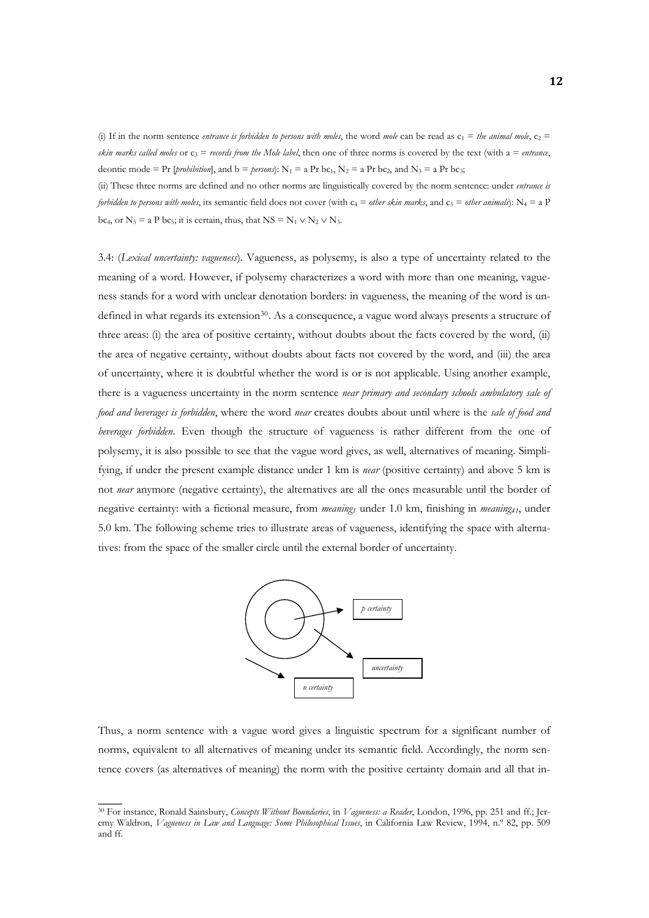(i) If in the norm sentence *entrance is forbidden to persons with moles*, the word *mole* can be read as $c_1$ = *the animal mole*, $c_2$ = *skin marks called moles* or $c_3$ = *records from the Mole label*, then one of three norms is covered by the text (with a = *entrance*, deontic mode = Pr [*prohibition*], and b = *persons*): $N_1$ = a Pr b$c_1$, $N_2$ = a Pr b$c_2$, and $N_3$ = a Pr b$c_3$;

(ii) These three norms are defined and no other norms are linguistically covered by the norm sentence: under *entrance is forbidden to persons with moles*, its semantic field does not cover (with $c_4$ = *other skin marks*, and $c_5$ = *other animals*): $N_4$ = a P b$c_4$, or $N_5$ = a P b$c_5$; it is certain, thus, that $NS = N_1 \vee N_2 \vee N_3$.

3.4: (*Lexical uncertainty: vagueness*). Vagueness, as polysemy, is also a type of uncertainty related to the meaning of a word. However, if polysemy characterizes a word with more than one meaning, vagueness stands for a word with unclear denotation borders: in vagueness, the meaning of the word is undefined in what regards its extension[30]. As a consequence, a vague word always presents a structure of three areas: (i) the area of positive certainty, without doubts about the facts covered by the word, (ii) the area of negative certainty, without doubts about facts not covered by the word, and (iii) the area of uncertainty, where it is doubtful whether the word is or is not applicable. Using another example, there is a vagueness uncertainty in the norm sentence *near primary and secondary schools ambulatory sale of food and beverages is forbidden*, where the word *near* creates doubts about until where is the *sale of food and beverages forbidden*. Even though the structure of vagueness is rather different from the one of polysemy, it is also possible to see that the vague word gives, as well, alternatives of meaning. Simplifying, if under the present example distance under 1 km is *near* (positive certainty) and above 5 km is not *near* anymore (negative certainty), the alternatives are all the ones measurable until the border of negative certainty: with a fictional measure, from *meaning$_1$* under 1.0 km, finishing in *meaning$_{41}$*, under 5.0 km. The following scheme tries to illustrate areas of vagueness, identifying the space with alternatives: from the space of the smaller circle until the external border of uncertainty.

*p certainty*

*uncertainty*

*n certainty*

Thus, a norm sentence with a vague word gives a linguistic spectrum for a significant number of norms, equivalent to all alternatives of meaning under its semantic field. Accordingly, the norm sentence covers (as alternatives of meaning) the norm with the positive certainty domain and all that in-

[30] For instance, Ronald Sainsbury, *Concepts Without Boundaries*, in *Vagueness: a Reader*, London, 1996, pp. 251 and ff.; Jeremy Waldron, *Vagueness in Law and Language: Some Philosophical Issues*, in California Law Review, 1994, n.º 82, pp. 509 and ff.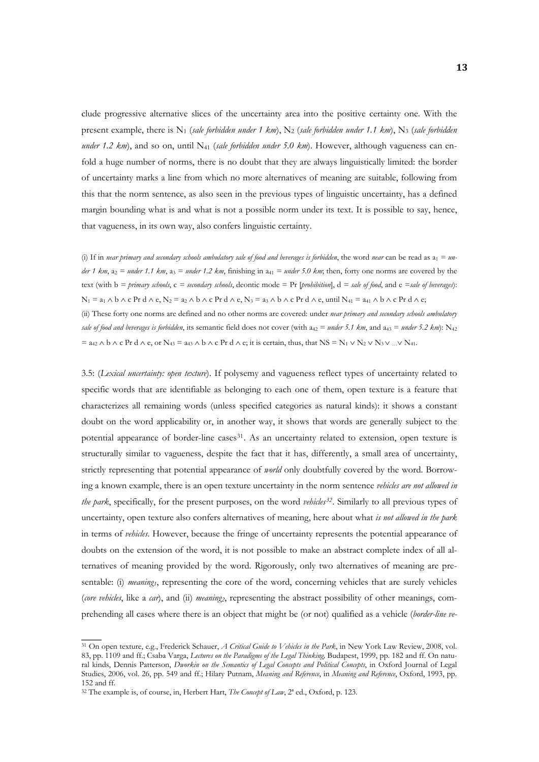clude progressive alternative slices of the uncertainty area into the positive certainty one. With the present example, there is $N_1$ (*sale forbidden under 1 km*), $N_2$ (*sale forbidden under 1.1 km*), $N_3$ (*sale forbidden under 1.2 km*), and so on, until $N_{41}$ (*sale forbidden under 5.0 km*). However, although vagueness can enfold a huge number of norms, there is no doubt that they are always linguistically limited: the border of uncertainty marks a line from which no more alternatives of meaning are suitable, following from this that the norm sentence, as also seen in the previous types of linguistic uncertainty, has a defined margin bounding what is and what is not a possible norm under its text. It is possible to say, hence, that vagueness, in its own way, also confers linguistic certainty.

(i) If in *near primary and secondary schools ambulatory sale of food and beverages is forbidden*, the word *near* can be read as $a_1$ = *under 1 km*, $a_2$ = *under 1.1 km*, $a_3$ = *under 1.2 km*, finishing in $a_{41}$ = *under 5.0 km*; then, forty one norms are covered by the text (with b = *primary schools*, c = *secondary schools*, deontic mode = Pr [*prohibition*], d = *sale of food*, and e =*sale of beverages*): $N_1 = a_1 \wedge b \wedge c \text{ Pr } d \wedge e$, $N_2 = a_2 \wedge b \wedge c \text{ Pr } d \wedge e$, $N_3 = a_3 \wedge b \wedge c \text{ Pr } d \wedge e$, until $N_{41} = a_{41} \wedge b \wedge c \text{ Pr } d \wedge e$;

(ii) These forty one norms are defined and no other norms are covered: under *near primary and secondary schools ambulatory sale of food and beverages is forbidden*, its semantic field does not cover (with $a_{42}$ = *under 5.1 km*, and $a_{43}$ = *under 5.2 km*): $N_{42} = a_{42} \wedge b \wedge c \text{ Pr } d \wedge e$, or $N_{43} = a_{43} \wedge b \wedge c \text{ Pr } d \wedge e$; it is certain, thus, that $NS = N_1 \vee N_2 \vee N_3 \vee \ldots \vee N_{41}$.

3.5: (*Lexical uncertainty: open texture*). If polysemy and vagueness reflect types of uncertainty related to specific words that are identifiable as belonging to each one of them, open texture is a feature that characterizes all remaining words (unless specified categories as natural kinds): it shows a constant doubt on the word applicability or, in another way, it shows that words are generally subject to the potential appearance of border-line cases[31]. As an uncertainty related to extension, open texture is structurally similar to vagueness, despite the fact that it has, differently, a small area of uncertainty, strictly representing that potential appearance of *world* only doubtfully covered by the word. Borrowing a known example, there is an open texture uncertainty in the norm sentence *vehicles are not allowed in the park*, specifically, for the present purposes, on the word *vehicles*[32]. Similarly to all previous types of uncertainty, open texture also confers alternatives of meaning, here about what *is not allowed in the park* in terms of *vehicles*. However, because the fringe of uncertainty represents the potential appearance of doubts on the extension of the word, it is not possible to make an abstract complete index of all alternatives of meaning provided by the word. Rigorously, only two alternatives of meaning are presentable: (i) *meaning₁*, representing the core of the word, concerning vehicles that are surely vehicles (*core vehicles*, like a *car*), and (ii) *meaning₂*, representing the abstract possibility of other meanings, comprehending all cases where there is an object that might be (or not) qualified as a vehicle (*border-line ve-*

[31] On open texture, e.g., Frederick Schauer, *A Critical Guide to Vehicles in the Park*, in New York Law Review, 2008, vol. 83, pp. 1109 and ff.; Csaba Varga, *Lectures on the Paradigms of the Legal Thinking*, Budapest, 1999, pp. 182 and ff. On natural kinds, Dennis Patterson, *Dworkin on the Semantics of Legal Concepts and Political Concepts*, in Oxford Journal of Legal Studies, 2006, vol. 26, pp. 549 and ff.; Hilary Putnam, *Meaning and Reference*, in *Meaning and Reference*, Oxford, 1993, pp. 152 and ff.

[32] The example is, of course, in, Herbert Hart, *The Concept of Law*, 2ª ed., Oxford, p. 123.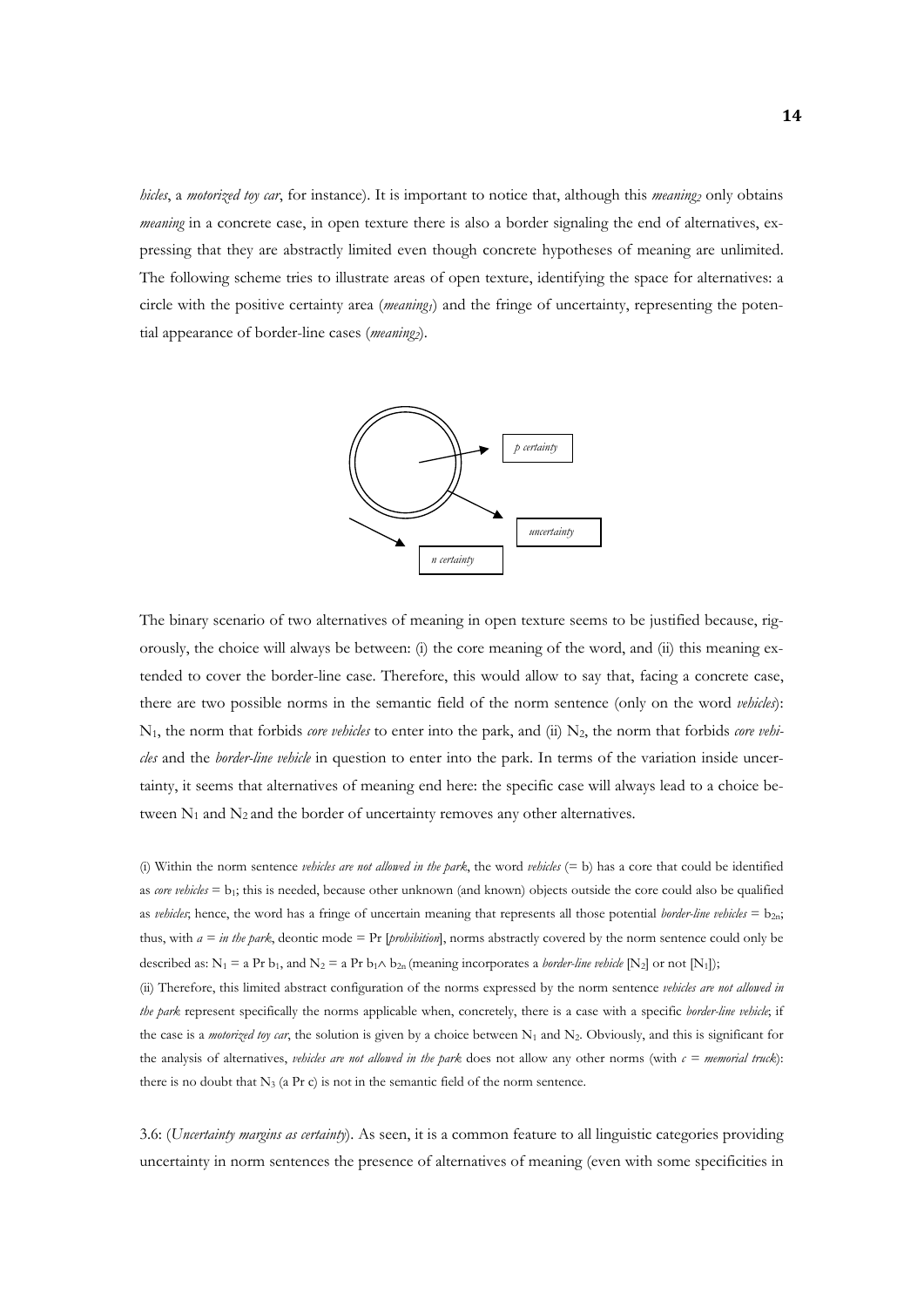*hicles*, a *motorized toy car*, for instance). It is important to notice that, although this *meaning$_2$* only obtains *meaning* in a concrete case, in open texture there is also a border signaling the end of alternatives, expressing that they are abstractly limited even though concrete hypotheses of meaning are unlimited. The following scheme tries to illustrate areas of open texture, identifying the space for alternatives: a circle with the positive certainty area (*meaning$_1$*) and the fringe of uncertainty, representing the potential appearance of border-line cases (*meaning$_2$*).

*p certainty*

*uncertainty*

*n certainty*

The binary scenario of two alternatives of meaning in open texture seems to be justified because, rigorously, the choice will always be between: (i) the core meaning of the word, and (ii) this meaning extended to cover the border-line case. Therefore, this would allow to say that, facing a concrete case, there are two possible norms in the semantic field of the norm sentence (only on the word *vehicles*): $N_1$, the norm that forbids *core vehicles* to enter into the park, and (ii) $N_2$, the norm that forbids *core vehicles* and the *border-line vehicle* in question to enter into the park. In terms of the variation inside uncertainty, it seems that alternatives of meaning end here: the specific case will always lead to a choice between $N_1$ and $N_2$ and the border of uncertainty removes any other alternatives.

(i) Within the norm sentence *vehicles are not allowed in the park*, the word *vehicles* (= b) has a core that could be identified as *core vehicles* = $b_1$; this is needed, because other unknown (and known) objects outside the core could also be qualified as *vehicles*; hence, the word has a fringe of uncertain meaning that represents all those potential *border-line vehicles* = $b_{2n}$; thus, with *a* = *in the park*, deontic mode = Pr [*prohibition*], norms abstractly covered by the norm sentence could only be described as: $N_1$ = a Pr $b_1$, and $N_2$ = a Pr $b_1 \wedge b_{2n}$ (meaning incorporates a *border-line vehicle* [$N_2$] or not [$N_1$]);

(ii) Therefore, this limited abstract configuration of the norms expressed by the norm sentence *vehicles are not allowed in the park* represent specifically the norms applicable when, concretely, there is a case with a specific *border-line vehicle*; if the case is a *motorized toy car*, the solution is given by a choice between $N_1$ and $N_2$. Obviously, and this is significant for the analysis of alternatives, *vehicles are not allowed in the park* does not allow any other norms (with *c* = *memorial truck*): there is no doubt that $N_3$ (a Pr c) is not in the semantic field of the norm sentence.

3.6: (*Uncertainty margins as certainty*). As seen, it is a common feature to all linguistic categories providing uncertainty in norm sentences the presence of alternatives of meaning (even with some specificities in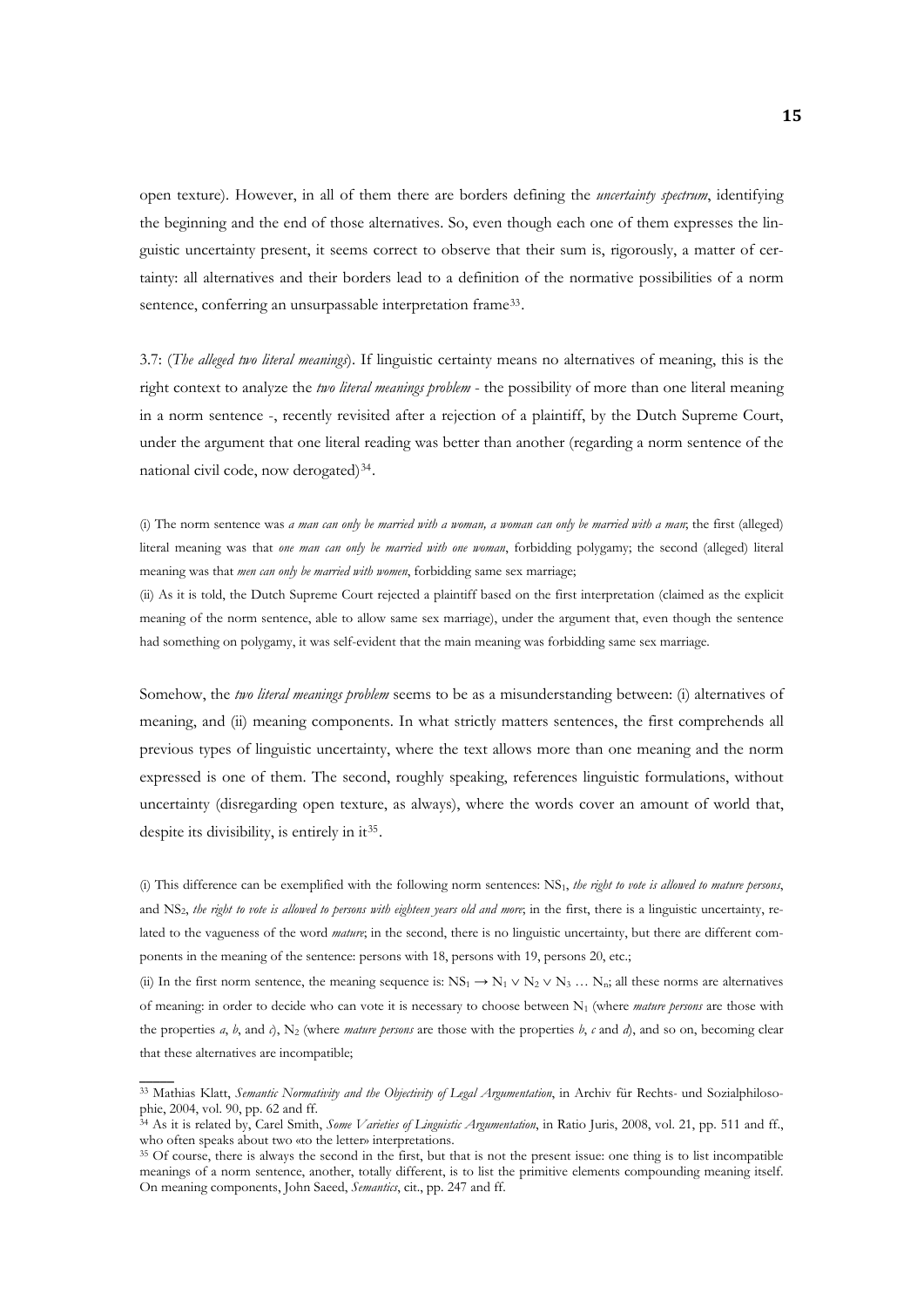open texture). However, in all of them there are borders defining the *uncertainty spectrum*, identifying the beginning and the end of those alternatives. So, even though each one of them expresses the linguistic uncertainty present, it seems correct to observe that their sum is, rigorously, a matter of certainty: all alternatives and their borders lead to a definition of the normative possibilities of a norm sentence, conferring an unsurpassable interpretation frame[33].

3.7: (*The alleged two literal meanings*). If linguistic certainty means no alternatives of meaning, this is the right context to analyze the *two literal meanings problem* - the possibility of more than one literal meaning in a norm sentence -, recently revisited after a rejection of a plaintiff, by the Dutch Supreme Court, under the argument that one literal reading was better than another (regarding a norm sentence of the national civil code, now derogated)[34].

(i) The norm sentence was *a man can only be married with a woman, a woman can only be married with a man*; the first (alleged) literal meaning was that *one man can only be married with one woman*, forbidding polygamy; the second (alleged) literal meaning was that *men can only be married with women*, forbidding same sex marriage;

(ii) As it is told, the Dutch Supreme Court rejected a plaintiff based on the first interpretation (claimed as the explicit meaning of the norm sentence, able to allow same sex marriage), under the argument that, even though the sentence had something on polygamy, it was self-evident that the main meaning was forbidding same sex marriage.

Somehow, the *two literal meanings problem* seems to be as a misunderstanding between: (i) alternatives of meaning, and (ii) meaning components. In what strictly matters sentences, the first comprehends all previous types of linguistic uncertainty, where the text allows more than one meaning and the norm expressed is one of them. The second, roughly speaking, references linguistic formulations, without uncertainty (disregarding open texture, as always), where the words cover an amount of world that, despite its divisibility, is entirely in it[35].

(i) This difference can be exemplified with the following norm sentences: $NS_1$, *the right to vote is allowed to mature persons*, and $NS_2$, *the right to vote is allowed to persons with eighteen years old and more*; in the first, there is a linguistic uncertainty, related to the vagueness of the word *mature*; in the second, there is no linguistic uncertainty, but there are different components in the meaning of the sentence: persons with 18, persons with 19, persons 20, etc.;

(ii) In the first norm sentence, the meaning sequence is: $NS_1 \rightarrow N_1 \vee N_2 \vee N_3 \ldots N_n$; all these norms are alternatives of meaning: in order to decide who can vote it is necessary to choose between $N_1$ (where *mature persons* are those with the properties *a*, *b*, and *c*), $N_2$ (where *mature persons* are those with the properties *b*, *c* and *d*), and so on, becoming clear that these alternatives are incompatible;

[33] Mathias Klatt, *Semantic Normativity and the Objectivity of Legal Argumentation*, in Archiv für Rechts- und Sozialphilosophie, 2004, vol. 90, pp. 62 and ff.

[34] As it is related by, Carel Smith, *Some Varieties of Linguistic Argumentation*, in Ratio Juris, 2008, vol. 21, pp. 511 and ff., who often speaks about two «to the letter» interpretations.

[35] Of course, there is always the second in the first, but that is not the present issue: one thing is to list incompatible meanings of a norm sentence, another, totally different, is to list the primitive elements compounding meaning itself. On meaning components, John Saeed, *Semantics*, cit., pp. 247 and ff.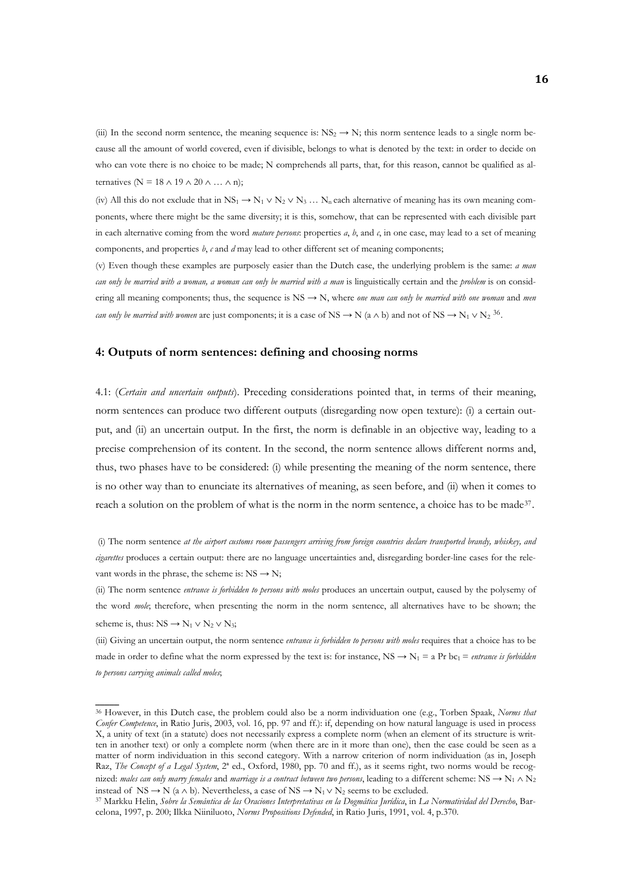(iii) In the second norm sentence, the meaning sequence is: $NS_2 \rightarrow N$; this norm sentence leads to a single norm because all the amount of world covered, even if divisible, belongs to what is denoted by the text: in order to decide on who can vote there is no choice to be made; N comprehends all parts, that, for this reason, cannot be qualified as alternatives ($N = 18 \wedge 19 \wedge 20 \wedge \ldots \wedge n$);

(iv) All this do not exclude that in $NS_1 \rightarrow N_1 \vee N_2 \vee N_3 \ldots N_n$ each alternative of meaning has its own meaning components, where there might be the same diversity; it is this, somehow, that can be represented with each divisible part in each alternative coming from the word *mature persons*: properties *a*, *b*, and *c*, in one case, may lead to a set of meaning components, and properties *b*, *c* and *d* may lead to other different set of meaning components;

(v) Even though these examples are purposely easier than the Dutch case, the underlying problem is the same: *a man can only be married with a woman, a woman can only be married with a man* is linguistically certain and the *problem* is on considering all meaning components; thus, the sequence is $NS \rightarrow N$, where *one man can only be married with one woman* and *men can only be married with women* are just components; it is a case of $NS \rightarrow N\ (a \wedge b)$ and not of $NS \rightarrow N_1 \vee N_2$ [36].

## 4: Outputs of norm sentences: defining and choosing norms

4.1: (*Certain and uncertain outputs*). Preceding considerations pointed that, in terms of their meaning, norm sentences can produce two different outputs (disregarding now open texture): (i) a certain output, and (ii) an uncertain output. In the first, the norm is definable in an objective way, leading to a precise comprehension of its content. In the second, the norm sentence allows different norms and, thus, two phases have to be considered: (i) while presenting the meaning of the norm sentence, there is no other way than to enunciate its alternatives of meaning, as seen before, and (ii) when it comes to reach a solution on the problem of what is the norm in the norm sentence, a choice has to be made[37].

(i) The norm sentence *at the airport customs room passengers arriving from foreign countries declare transported brandy, whiskey, and cigarettes* produces a certain output: there are no language uncertainties and, disregarding border-line cases for the relevant words in the phrase, the scheme is: $NS \rightarrow N$;

(ii) The norm sentence *entrance is forbidden to persons with moles* produces an uncertain output, caused by the polysemy of the word *mole*; therefore, when presenting the norm in the norm sentence, all alternatives have to be shown; the scheme is, thus: $NS \rightarrow N_1 \vee N_2 \vee N_3$;

(iii) Giving an uncertain output, the norm sentence *entrance is forbidden to persons with moles* requires that a choice has to be made in order to define what the norm expressed by the text is: for instance, $NS \rightarrow N_1 = a\ Pr\ bc_1$ = *entrance is forbidden to persons carrying animals called moles*;

---

[36] However, in this Dutch case, the problem could also be a norm individuation one (e.g., Torben Spaak, *Norms that Confer Competence*, in Ratio Juris, 2003, vol. 16, pp. 97 and ff.): if, depending on how natural language is used in process X, a unity of text (in a statute) does not necessarily express a complete norm (when an element of its structure is written in another text) or only a complete norm (when there are in it more than one), then the case could be seen as a matter of norm individuation in this second category. With a narrow criterion of norm individuation (as in, Joseph Raz, *The Concept of a Legal System*, 2ª ed., Oxford, 1980, pp. 70 and ff.), as it seems right, two norms would be recognized: *males can only marry females* and *marriage is a contract between two persons*, leading to a different scheme: $NS \rightarrow N_1 \wedge N_2$ instead of $NS \rightarrow N\ (a \wedge b)$. Nevertheless, a case of $NS \rightarrow N_1 \vee N_2$ seems to be excluded.

[37] Markku Helin, *Sobre la Semántica de las Oraciones Interpretativas en la Dogmática Jurídica*, in *La Normatividad del Derecho*, Barcelona, 1997, p. 200; Ilkka Niiniluoto, *Norms Propositions Defended*, in Ratio Juris, 1991, vol. 4, p.370.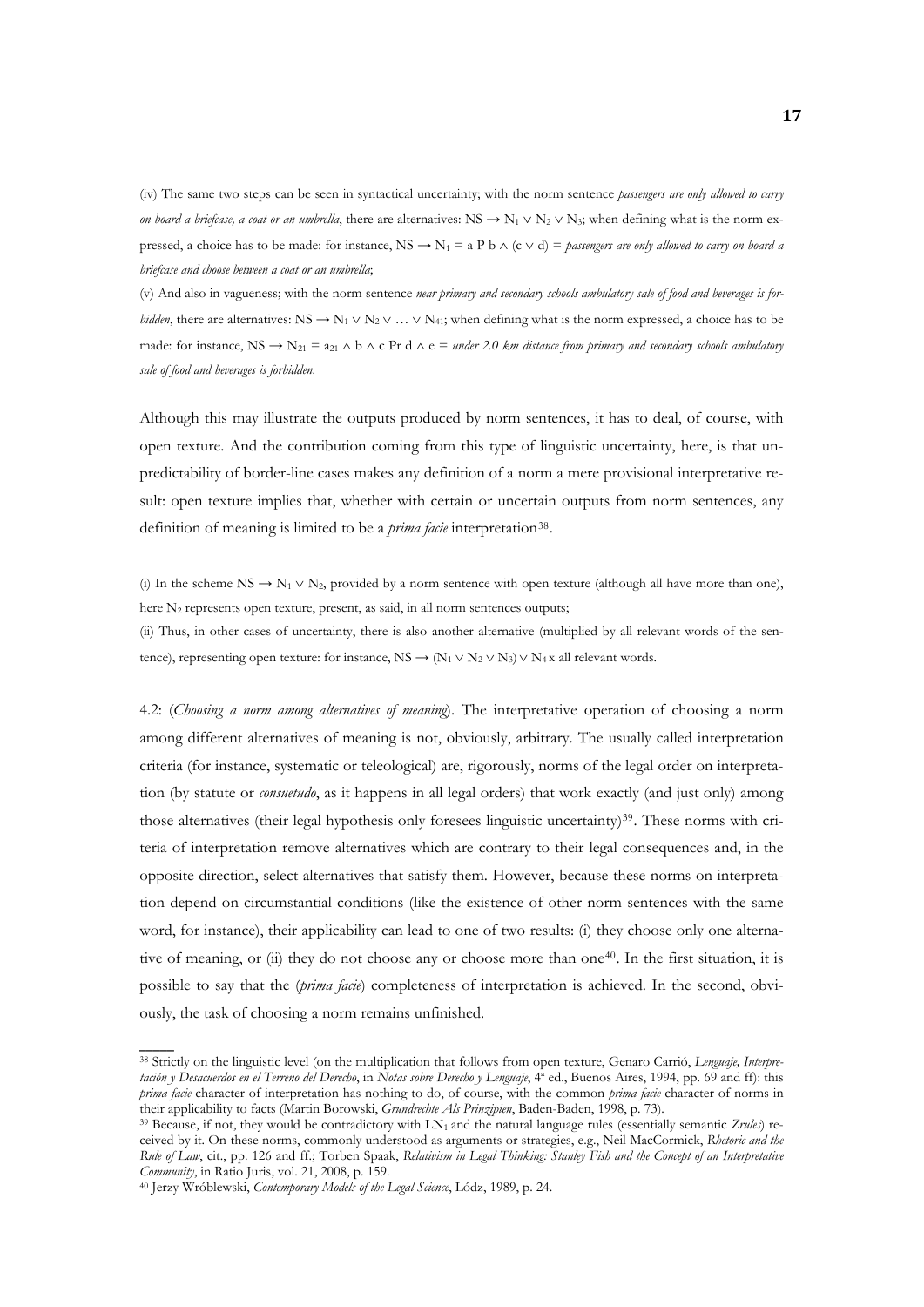(iv) The same two steps can be seen in syntactical uncertainty; with the norm sentence *passengers are only allowed to carry on board a briefcase, a coat or an umbrella*, there are alternatives: $NS \rightarrow N_1 \vee N_2 \vee N_3$; when defining what is the norm expressed, a choice has to be made: for instance, $NS \rightarrow N_1 = a\ P\ b \wedge (c \vee d)$ = *passengers are only allowed to carry on board a briefcase and choose between a coat or an umbrella*;

(v) And also in vagueness; with the norm sentence *near primary and secondary schools ambulatory sale of food and beverages is forbidden*, there are alternatives: $NS \rightarrow N_1 \vee N_2 \vee \ldots \vee N_{41}$; when defining what is the norm expressed, a choice has to be made: for instance, $NS \rightarrow N_{21} = a_{21} \wedge b \wedge c\ Pr\ d \wedge e$ = *under 2.0 km distance from primary and secondary schools ambulatory sale of food and beverages is forbidden*.

Although this may illustrate the outputs produced by norm sentences, it has to deal, of course, with open texture. And the contribution coming from this type of linguistic uncertainty, here, is that unpredictability of border-line cases makes any definition of a norm a mere provisional interpretative result: open texture implies that, whether with certain or uncertain outputs from norm sentences, any definition of meaning is limited to be a *prima facie* interpretation[38].

(i) In the scheme $NS \rightarrow N_1 \vee N_2$, provided by a norm sentence with open texture (although all have more than one), here $N_2$ represents open texture, present, as said, in all norm sentences outputs;

(ii) Thus, in other cases of uncertainty, there is also another alternative (multiplied by all relevant words of the sentence), representing open texture: for instance, $NS \rightarrow (N_1 \vee N_2 \vee N_3) \vee N_4$ x all relevant words.

4.2: (*Choosing a norm among alternatives of meaning*). The interpretative operation of choosing a norm among different alternatives of meaning is not, obviously, arbitrary. The usually called interpretation criteria (for instance, systematic or teleological) are, rigorously, norms of the legal order on interpretation (by statute or *consuetudo*, as it happens in all legal orders) that work exactly (and just only) among those alternatives (their legal hypothesis only foresees linguistic uncertainty)[39]. These norms with criteria of interpretation remove alternatives which are contrary to their legal consequences and, in the opposite direction, select alternatives that satisfy them. However, because these norms on interpretation depend on circumstantial conditions (like the existence of other norm sentences with the same word, for instance), their applicability can lead to one of two results: (i) they choose only one alternative of meaning, or (ii) they do not choose any or choose more than one[40]. In the first situation, it is possible to say that the (*prima facie*) completeness of interpretation is achieved. In the second, obviously, the task of choosing a norm remains unfinished.

---

[38] Strictly on the linguistic level (on the multiplication that follows from open texture, Genaro Carrió, *Lenguaje, Interpretación y Desacuerdos en el Terreno del Derecho*, in *Notas sobre Derecho y Lenguaje*, 4ª ed., Buenos Aires, 1994, pp. 69 and ff): this *prima facie* character of interpretation has nothing to do, of course, with the common *prima facie* character of norms in their applicability to facts (Martin Borowski, *Grundrechte Als Prinzipien*, Baden-Baden, 1998, p. 73).

[39] Because, if not, they would be contradictory with $LN_1$ and the natural language rules (essentially semantic *Zrules*) received by it. On these norms, commonly understood as arguments or strategies, e.g., Neil MacCormick, *Rhetoric and the Rule of Law*, cit., pp. 126 and ff.; Torben Spaak, *Relativism in Legal Thinking: Stanley Fish and the Concept of an Interpretative Community*, in Ratio Juris, vol. 21, 2008, p. 159.

[40] Jerzy Wróblewski, *Contemporary Models of the Legal Science*, Lódz, 1989, p. 24.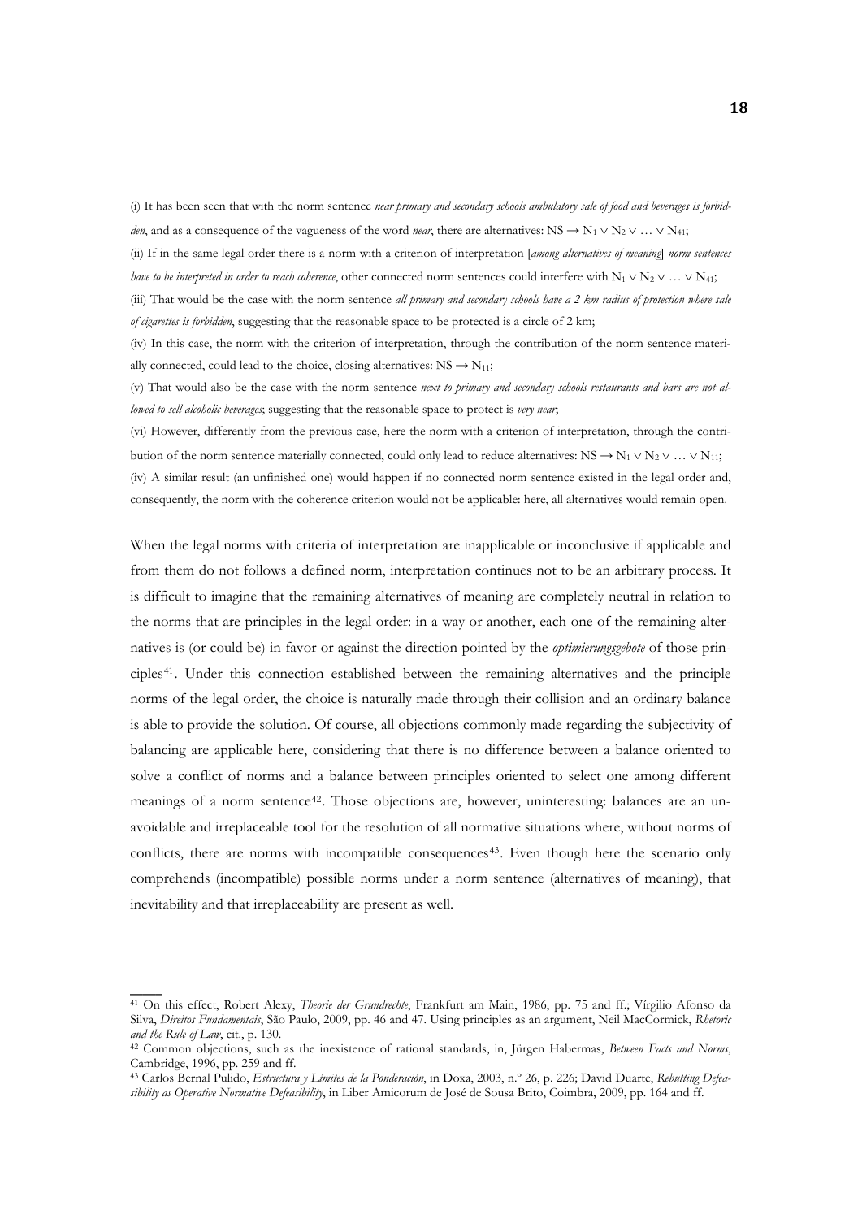(i) It has been seen that with the norm sentence *near primary and secondary schools ambulatory sale of food and beverages is forbidden*, and as a consequence of the vagueness of the word *near*, there are alternatives: $NS \rightarrow N_1 \vee N_2 \vee \ldots \vee N_{41}$;

(ii) If in the same legal order there is a norm with a criterion of interpretation [*among alternatives of meaning*] *norm sentences have to be interpreted in order to reach coherence*, other connected norm sentences could interfere with $N_1 \vee N_2 \vee \ldots \vee N_{41}$;

(iii) That would be the case with the norm sentence *all primary and secondary schools have a 2 km radius of protection where sale of cigarettes is forbidden*, suggesting that the reasonable space to be protected is a circle of 2 km;

(iv) In this case, the norm with the criterion of interpretation, through the contribution of the norm sentence materially connected, could lead to the choice, closing alternatives: $NS \rightarrow N_{11}$;

(v) That would also be the case with the norm sentence *next to primary and secondary schools restaurants and bars are not allowed to sell alcoholic beverages*; suggesting that the reasonable space to protect is *very near*;

(vi) However, differently from the previous case, here the norm with a criterion of interpretation, through the contribution of the norm sentence materially connected, could only lead to reduce alternatives: $NS \rightarrow N_1 \vee N_2 \vee \ldots \vee N_{11}$;

(iv) A similar result (an unfinished one) would happen if no connected norm sentence existed in the legal order and, consequently, the norm with the coherence criterion would not be applicable: here, all alternatives would remain open.

When the legal norms with criteria of interpretation are inapplicable or inconclusive if applicable and from them do not follows a defined norm, interpretation continues not to be an arbitrary process. It is difficult to imagine that the remaining alternatives of meaning are completely neutral in relation to the norms that are principles in the legal order: in a way or another, each one of the remaining alternatives is (or could be) in favor or against the direction pointed by the *optimierungsgebote* of those principles[41]. Under this connection established between the remaining alternatives and the principle norms of the legal order, the choice is naturally made through their collision and an ordinary balance is able to provide the solution. Of course, all objections commonly made regarding the subjectivity of balancing are applicable here, considering that there is no difference between a balance oriented to solve a conflict of norms and a balance between principles oriented to select one among different meanings of a norm sentence[42]. Those objections are, however, uninteresting: balances are an unavoidable and irreplaceable tool for the resolution of all normative situations where, without norms of conflicts, there are norms with incompatible consequences[43]. Even though here the scenario only comprehends (incompatible) possible norms under a norm sentence (alternatives of meaning), that inevitability and that irreplaceability are present as well.

---

[41] On this effect, Robert Alexy, *Theorie der Grundrechte*, Frankfurt am Main, 1986, pp. 75 and ff.; Vírgilio Afonso da Silva, *Direitos Fundamentais*, São Paulo, 2009, pp. 46 and 47. Using principles as an argument, Neil MacCormick, *Rhetoric and the Rule of Law*, cit., p. 130.

[42] Common objections, such as the inexistence of rational standards, in, Jürgen Habermas, *Between Facts and Norms*, Cambridge, 1996, pp. 259 and ff.

[43] Carlos Bernal Pulido, *Estructura y Límites de la Ponderación*, in Doxa, 2003, n.º 26, p. 226; David Duarte, *Rebutting Defeasibility as Operative Normative Defeasibility*, in Liber Amicorum de José de Sousa Brito, Coimbra, 2009, pp. 164 and ff.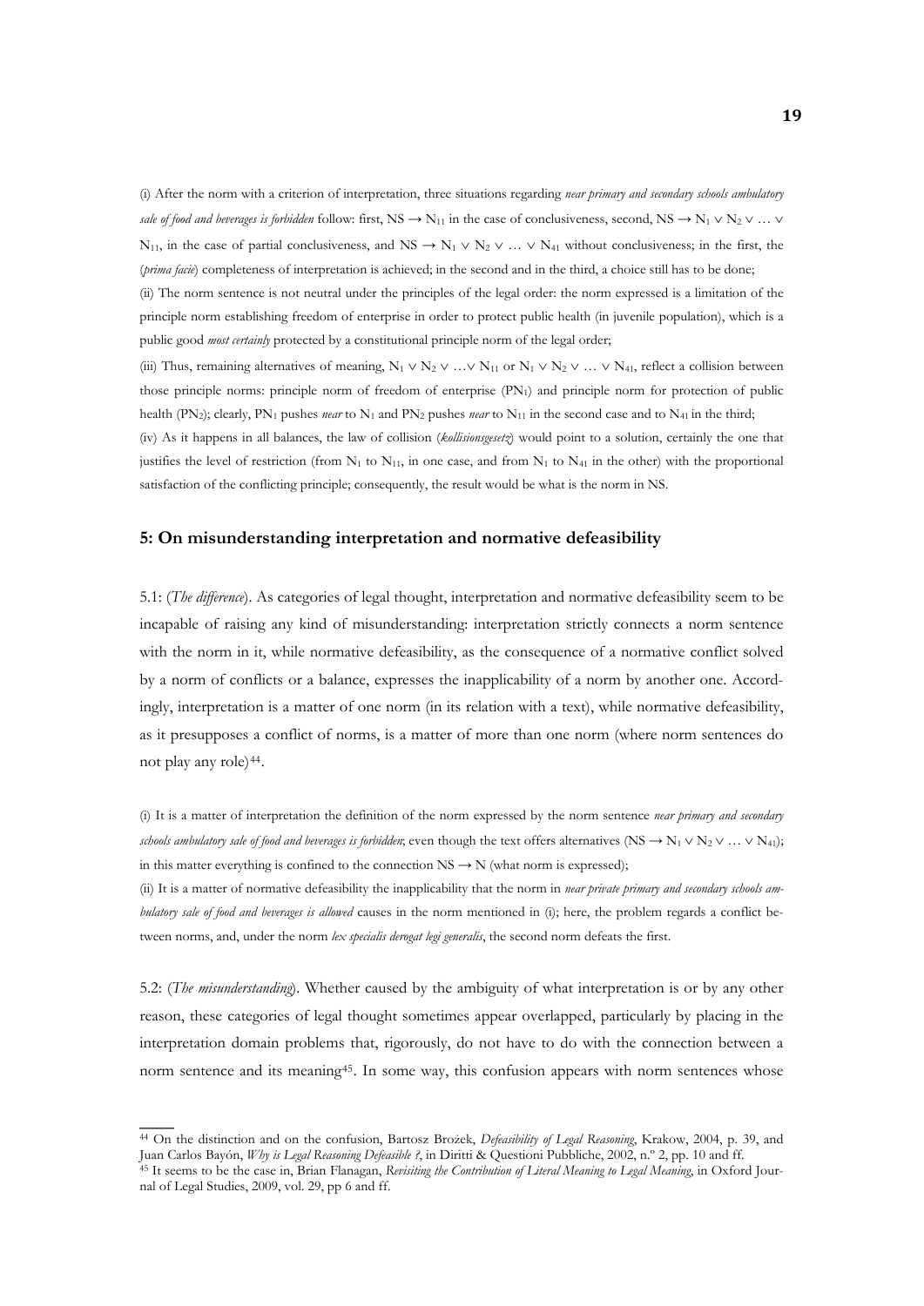(i) After the norm with a criterion of interpretation, three situations regarding *near primary and secondary schools ambulatory sale of food and beverages is forbidden* follow: first, $NS \rightarrow N_{11}$ in the case of conclusiveness, second, $NS \rightarrow N_1 \vee N_2 \vee \ldots \vee N_{11}$, in the case of partial conclusiveness, and $NS \rightarrow N_1 \vee N_2 \vee \ldots \vee N_{41}$ without conclusiveness; in the first, the (*prima facie*) completeness of interpretation is achieved; in the second and in the third, a choice still has to be done;

(ii) The norm sentence is not neutral under the principles of the legal order: the norm expressed is a limitation of the principle norm establishing freedom of enterprise in order to protect public health (in juvenile population), which is a public good *most certainly* protected by a constitutional principle norm of the legal order;

(iii) Thus, remaining alternatives of meaning, $N_1 \vee N_2 \vee \ldots \vee N_{11}$ or $N_1 \vee N_2 \vee \ldots \vee N_{41}$, reflect a collision between those principle norms: principle norm of freedom of enterprise ($PN_1$) and principle norm for protection of public health ($PN_2$); clearly, $PN_1$ pushes *near* to $N_1$ and $PN_2$ pushes *near* to $N_{11}$ in the second case and to $N_{41}$ in the third;

(iv) As it happens in all balances, the law of collision (*kollisionsgesetz*) would point to a solution, certainly the one that justifies the level of restriction (from $N_1$ to $N_{11}$, in one case, and from $N_1$ to $N_{41}$ in the other) with the proportional satisfaction of the conflicting principle; consequently, the result would be what is the norm in NS.

## 5: On misunderstanding interpretation and normative defeasibility

5.1: (*The difference*). As categories of legal thought, interpretation and normative defeasibility seem to be incapable of raising any kind of misunderstanding: interpretation strictly connects a norm sentence with the norm in it, while normative defeasibility, as the consequence of a normative conflict solved by a norm of conflicts or a balance, expresses the inapplicability of a norm by another one. Accordingly, interpretation is a matter of one norm (in its relation with a text), while normative defeasibility, as it presupposes a conflict of norms, is a matter of more than one norm (where norm sentences do not play any role)[44].

(i) It is a matter of interpretation the definition of the norm expressed by the norm sentence *near primary and secondary schools ambulatory sale of food and beverages is forbidden*; even though the text offers alternatives ($NS \rightarrow N_1 \vee N_2 \vee \ldots \vee N_{41}$); in this matter everything is confined to the connection $NS \rightarrow N$ (what norm is expressed);

(ii) It is a matter of normative defeasibility the inapplicability that the norm in *near private primary and secondary schools ambulatory sale of food and beverages is allowed* causes in the norm mentioned in (i); here, the problem regards a conflict between norms, and, under the norm *lex specialis derogat legi generalis*, the second norm defeats the first.

5.2: (*The misunderstanding*). Whether caused by the ambiguity of what interpretation is or by any other reason, these categories of legal thought sometimes appear overlapped, particularly by placing in the interpretation domain problems that, rigorously, do not have to do with the connection between a norm sentence and its meaning[45]. In some way, this confusion appears with norm sentences whose

---

[44] On the distinction and on the confusion, Bartosz Brożek, *Defeasibility of Legal Reasoning*, Krakow, 2004, p. 39, and Juan Carlos Bayón, *Why is Legal Reasoning Defeasible ?*, in Diritti & Questioni Pubbliche, 2002, n.º 2, pp. 10 and ff.

[45] It seems to be the case in, Brian Flanagan, *Revisiting the Contribution of Literal Meaning to Legal Meaning*, in Oxford Journal of Legal Studies, 2009, vol. 29, pp 6 and ff.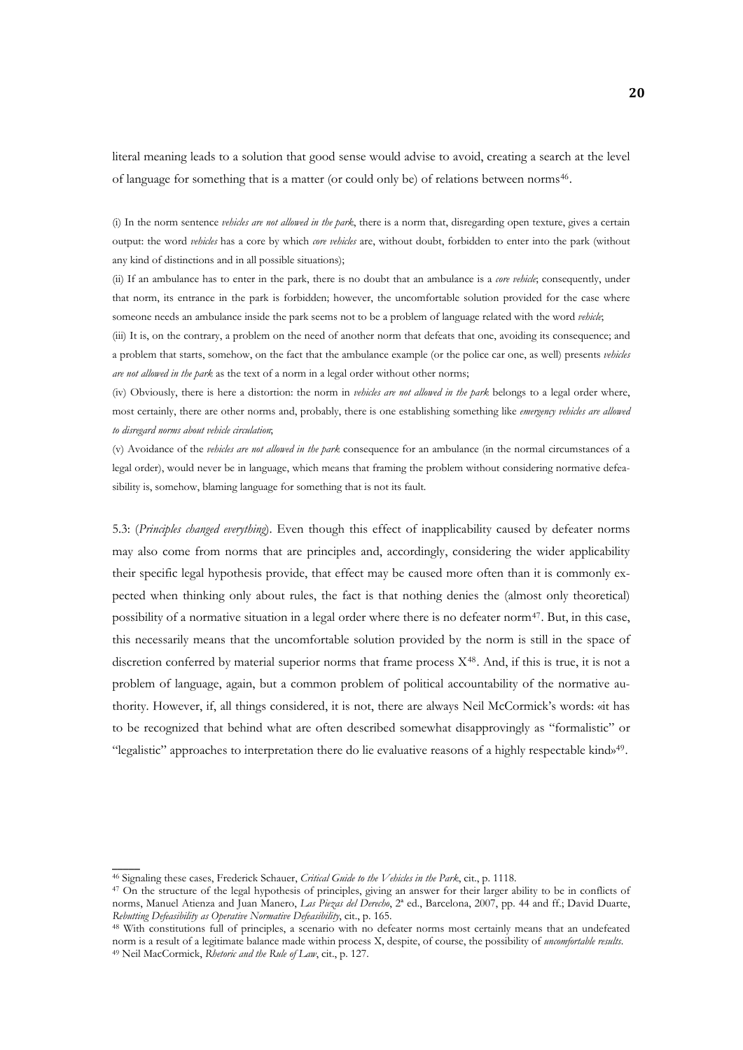literal meaning leads to a solution that good sense would advise to avoid, creating a search at the level of language for something that is a matter (or could only be) of relations between norms[46].

(i) In the norm sentence *vehicles are not allowed in the park*, there is a norm that, disregarding open texture, gives a certain output: the word *vehicles* has a core by which *core vehicles* are, without doubt, forbidden to enter into the park (without any kind of distinctions and in all possible situations);

(ii) If an ambulance has to enter in the park, there is no doubt that an ambulance is a *core vehicle*; consequently, under that norm, its entrance in the park is forbidden; however, the uncomfortable solution provided for the case where someone needs an ambulance inside the park seems not to be a problem of language related with the word *vehicle*;

(iii) It is, on the contrary, a problem on the need of another norm that defeats that one, avoiding its consequence; and a problem that starts, somehow, on the fact that the ambulance example (or the police car one, as well) presents *vehicles are not allowed in the park* as the text of a norm in a legal order without other norms;

(iv) Obviously, there is here a distortion: the norm in *vehicles are not allowed in the park* belongs to a legal order where, most certainly, there are other norms and, probably, there is one establishing something like *emergency vehicles are allowed to disregard norms about vehicle circulation*;

(v) Avoidance of the *vehicles are not allowed in the park* consequence for an ambulance (in the normal circumstances of a legal order), would never be in language, which means that framing the problem without considering normative defeasibility is, somehow, blaming language for something that is not its fault.

5.3: (*Principles changed everything*). Even though this effect of inapplicability caused by defeater norms may also come from norms that are principles and, accordingly, considering the wider applicability their specific legal hypothesis provide, that effect may be caused more often than it is commonly expected when thinking only about rules, the fact is that nothing denies the (almost only theoretical) possibility of a normative situation in a legal order where there is no defeater norm[47]. But, in this case, this necessarily means that the uncomfortable solution provided by the norm is still in the space of discretion conferred by material superior norms that frame process X[48]. And, if this is true, it is not a problem of language, again, but a common problem of political accountability of the normative authority. However, if, all things considered, it is not, there are always Neil McCormick's words: «it has to be recognized that behind what are often described somewhat disapprovingly as "formalistic" or "legalistic" approaches to interpretation there do lie evaluative reasons of a highly respectable kind»[49].

---

[46] Signaling these cases, Frederick Schauer, *Critical Guide to the Vehicles in the Park*, cit., p. 1118.

[47] On the structure of the legal hypothesis of principles, giving an answer for their larger ability to be in conflicts of norms, Manuel Atienza and Juan Manero, *Las Piezas del Derecho*, 2ª ed., Barcelona, 2007, pp. 44 and ff.; David Duarte, *Rebutting Defeasibility as Operative Normative Defeasibility*, cit., p. 165.

[48] With constitutions full of principles, a scenario with no defeater norms most certainly means that an undefeated norm is a result of a legitimate balance made within process X, despite, of course, the possibility of *uncomfortable results*.

[49] Neil MacCormick, *Rhetoric and the Rule of Law*, cit., p. 127.